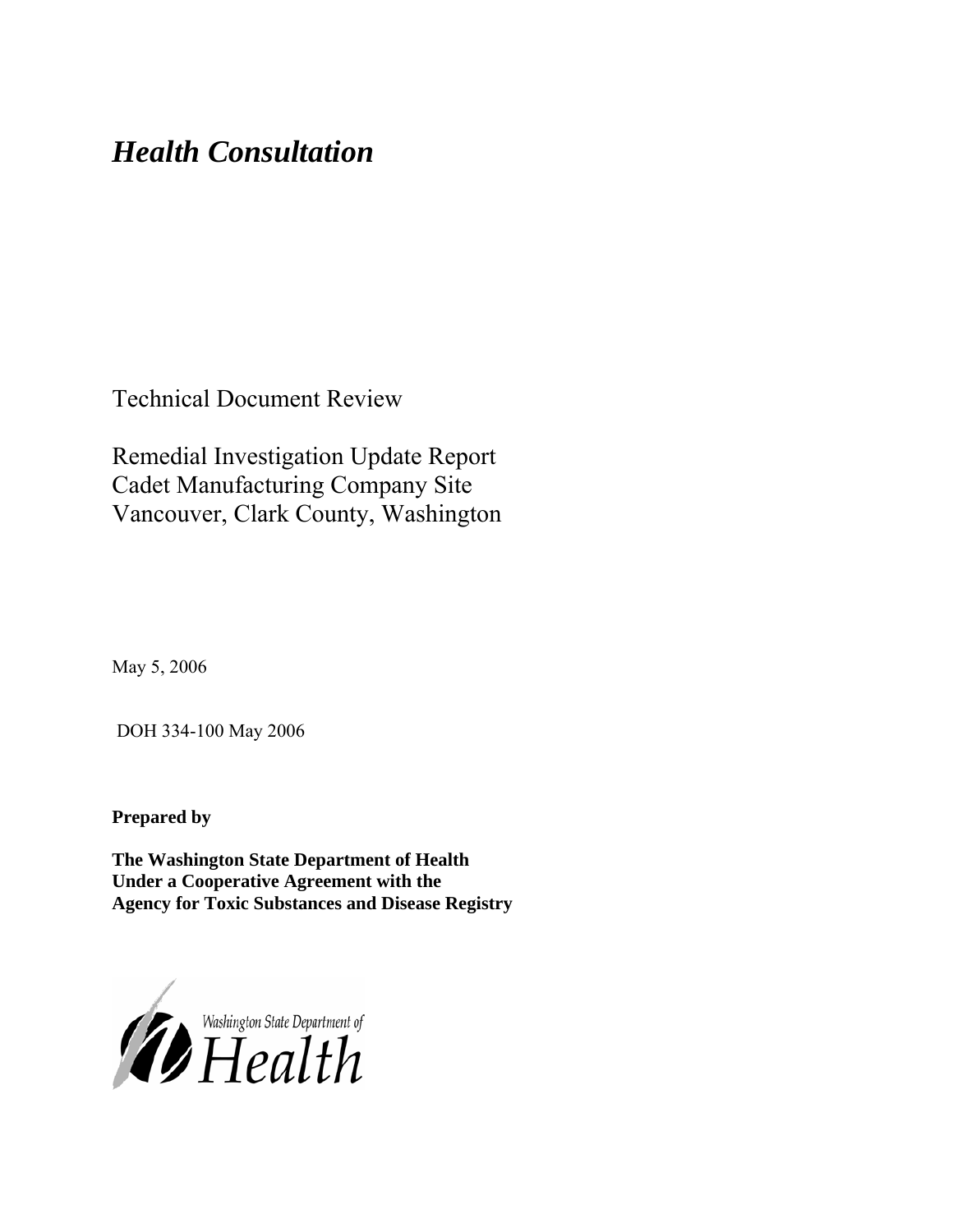# *Health Consultation*

Technical Document Review

Remedial Investigation Update Report
Cadet Manufacturing Company Site
Vancouver, Clark County, Washington

May 5, 2006

DOH 334-100 May 2006

**Prepared by**

**The Washington State Department of Health**
**Under a Cooperative Agreement with the**
**Agency for Toxic Substances and Disease Registry**

Washington State Department of Health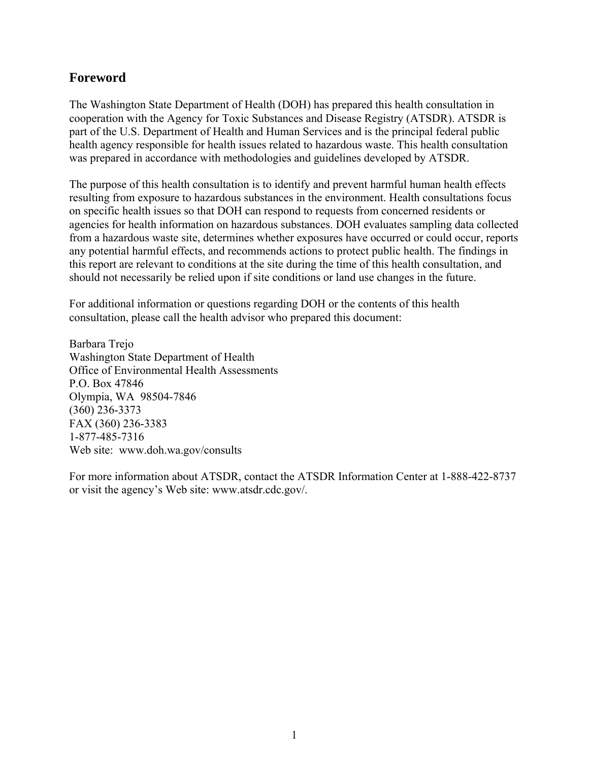## Foreword

The Washington State Department of Health (DOH) has prepared this health consultation in cooperation with the Agency for Toxic Substances and Disease Registry (ATSDR). ATSDR is part of the U.S. Department of Health and Human Services and is the principal federal public health agency responsible for health issues related to hazardous waste. This health consultation was prepared in accordance with methodologies and guidelines developed by ATSDR.

The purpose of this health consultation is to identify and prevent harmful human health effects resulting from exposure to hazardous substances in the environment. Health consultations focus on specific health issues so that DOH can respond to requests from concerned residents or agencies for health information on hazardous substances. DOH evaluates sampling data collected from a hazardous waste site, determines whether exposures have occurred or could occur, reports any potential harmful effects, and recommends actions to protect public health. The findings in this report are relevant to conditions at the site during the time of this health consultation, and should not necessarily be relied upon if site conditions or land use changes in the future.

For additional information or questions regarding DOH or the contents of this health consultation, please call the health advisor who prepared this document:

Barbara Trejo
Washington State Department of Health
Office of Environmental Health Assessments
P.O. Box 47846
Olympia, WA 98504-7846
(360) 236-3373
FAX (360) 236-3383
1-877-485-7316
Web site: www.doh.wa.gov/consults

For more information about ATSDR, contact the ATSDR Information Center at 1-888-422-8737 or visit the agency's Web site: www.atsdr.cdc.gov/.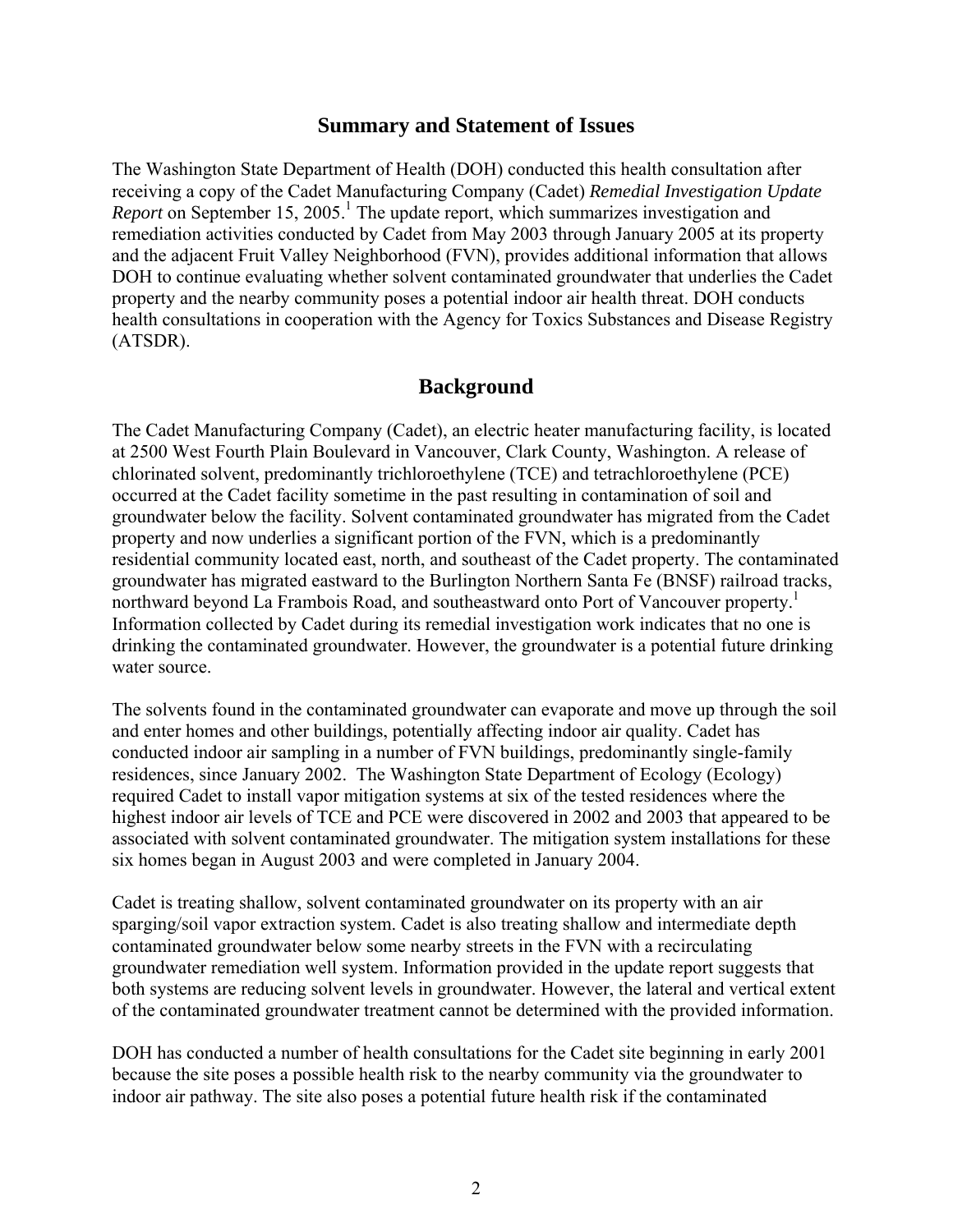## Summary and Statement of Issues

The Washington State Department of Health (DOH) conducted this health consultation after receiving a copy of the Cadet Manufacturing Company (Cadet) *Remedial Investigation Update Report* on September 15, 2005.[1] The update report, which summarizes investigation and remediation activities conducted by Cadet from May 2003 through January 2005 at its property and the adjacent Fruit Valley Neighborhood (FVN), provides additional information that allows DOH to continue evaluating whether solvent contaminated groundwater that underlies the Cadet property and the nearby community poses a potential indoor air health threat. DOH conducts health consultations in cooperation with the Agency for Toxics Substances and Disease Registry (ATSDR).

## Background

The Cadet Manufacturing Company (Cadet), an electric heater manufacturing facility, is located at 2500 West Fourth Plain Boulevard in Vancouver, Clark County, Washington. A release of chlorinated solvent, predominantly trichloroethylene (TCE) and tetrachloroethylene (PCE) occurred at the Cadet facility sometime in the past resulting in contamination of soil and groundwater below the facility. Solvent contaminated groundwater has migrated from the Cadet property and now underlies a significant portion of the FVN, which is a predominantly residential community located east, north, and southeast of the Cadet property. The contaminated groundwater has migrated eastward to the Burlington Northern Santa Fe (BNSF) railroad tracks, northward beyond La Frambois Road, and southeastward onto Port of Vancouver property.[1] Information collected by Cadet during its remedial investigation work indicates that no one is drinking the contaminated groundwater. However, the groundwater is a potential future drinking water source.

The solvents found in the contaminated groundwater can evaporate and move up through the soil and enter homes and other buildings, potentially affecting indoor air quality. Cadet has conducted indoor air sampling in a number of FVN buildings, predominantly single-family residences, since January 2002. The Washington State Department of Ecology (Ecology) required Cadet to install vapor mitigation systems at six of the tested residences where the highest indoor air levels of TCE and PCE were discovered in 2002 and 2003 that appeared to be associated with solvent contaminated groundwater. The mitigation system installations for these six homes began in August 2003 and were completed in January 2004.

Cadet is treating shallow, solvent contaminated groundwater on its property with an air sparging/soil vapor extraction system. Cadet is also treating shallow and intermediate depth contaminated groundwater below some nearby streets in the FVN with a recirculating groundwater remediation well system. Information provided in the update report suggests that both systems are reducing solvent levels in groundwater. However, the lateral and vertical extent of the contaminated groundwater treatment cannot be determined with the provided information.

DOH has conducted a number of health consultations for the Cadet site beginning in early 2001 because the site poses a possible health risk to the nearby community via the groundwater to indoor air pathway. The site also poses a potential future health risk if the contaminated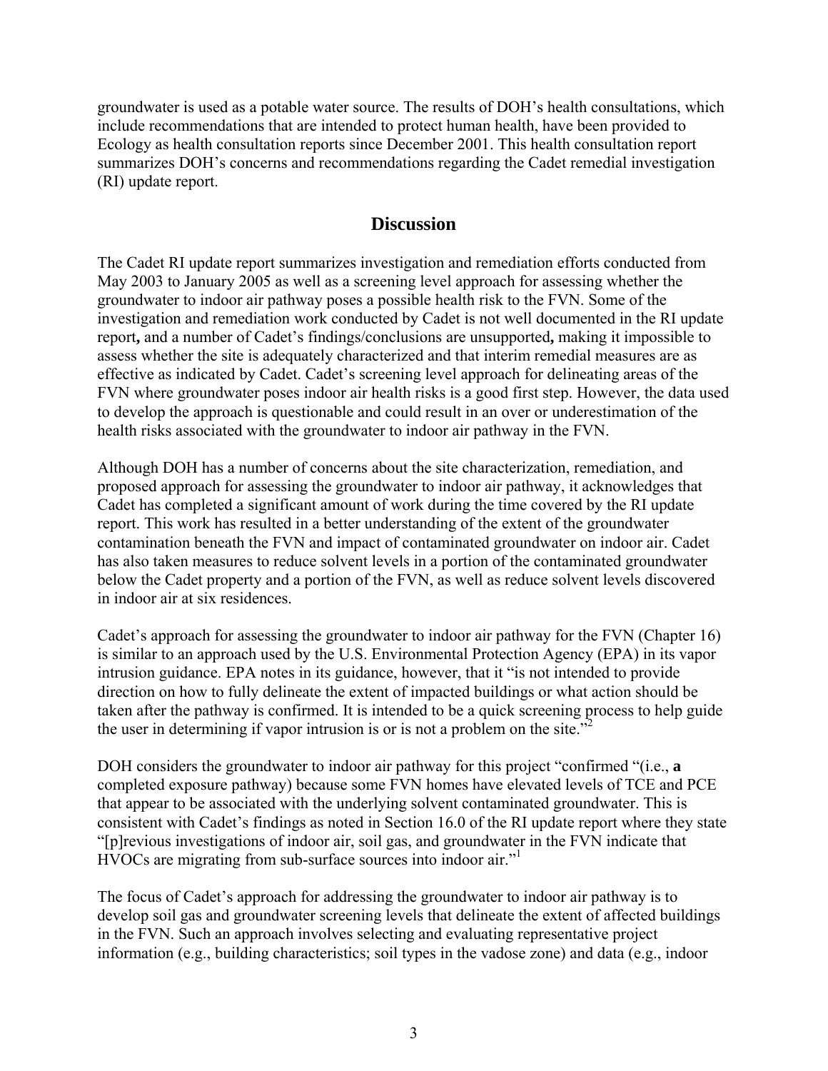groundwater is used as a potable water source. The results of DOH's health consultations, which include recommendations that are intended to protect human health, have been provided to Ecology as health consultation reports since December 2001. This health consultation report summarizes DOH's concerns and recommendations regarding the Cadet remedial investigation (RI) update report.

## Discussion

The Cadet RI update report summarizes investigation and remediation efforts conducted from May 2003 to January 2005 as well as a screening level approach for assessing whether the groundwater to indoor air pathway poses a possible health risk to the FVN. Some of the investigation and remediation work conducted by Cadet is not well documented in the RI update report**,** and a number of Cadet's findings/conclusions are unsupported**,** making it impossible to assess whether the site is adequately characterized and that interim remedial measures are as effective as indicated by Cadet. Cadet's screening level approach for delineating areas of the FVN where groundwater poses indoor air health risks is a good first step. However, the data used to develop the approach is questionable and could result in an over or underestimation of the health risks associated with the groundwater to indoor air pathway in the FVN.

Although DOH has a number of concerns about the site characterization, remediation, and proposed approach for assessing the groundwater to indoor air pathway, it acknowledges that Cadet has completed a significant amount of work during the time covered by the RI update report. This work has resulted in a better understanding of the extent of the groundwater contamination beneath the FVN and impact of contaminated groundwater on indoor air. Cadet has also taken measures to reduce solvent levels in a portion of the contaminated groundwater below the Cadet property and a portion of the FVN, as well as reduce solvent levels discovered in indoor air at six residences.

Cadet's approach for assessing the groundwater to indoor air pathway for the FVN (Chapter 16) is similar to an approach used by the U.S. Environmental Protection Agency (EPA) in its vapor intrusion guidance. EPA notes in its guidance, however, that it "is not intended to provide direction on how to fully delineate the extent of impacted buildings or what action should be taken after the pathway is confirmed. It is intended to be a quick screening process to help guide the user in determining if vapor intrusion is or is not a problem on the site."[2]

DOH considers the groundwater to indoor air pathway for this project "confirmed "(i.e., **a** completed exposure pathway) because some FVN homes have elevated levels of TCE and PCE that appear to be associated with the underlying solvent contaminated groundwater. This is consistent with Cadet's findings as noted in Section 16.0 of the RI update report where they state "[p]revious investigations of indoor air, soil gas, and groundwater in the FVN indicate that HVOCs are migrating from sub-surface sources into indoor air."[1]

The focus of Cadet's approach for addressing the groundwater to indoor air pathway is to develop soil gas and groundwater screening levels that delineate the extent of affected buildings in the FVN. Such an approach involves selecting and evaluating representative project information (e.g., building characteristics; soil types in the vadose zone) and data (e.g., indoor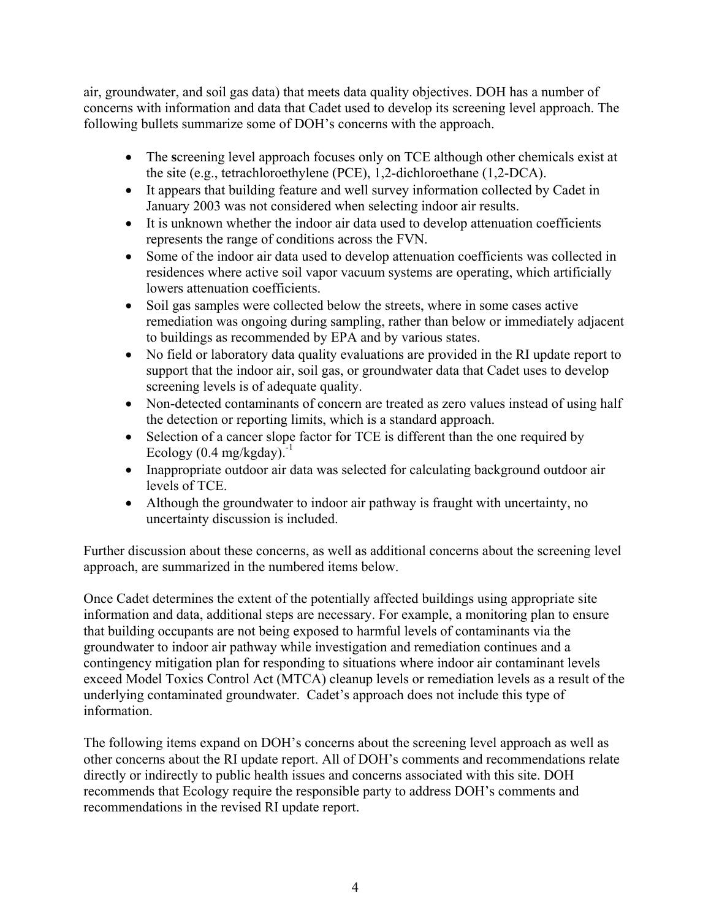air, groundwater, and soil gas data) that meets data quality objectives. DOH has a number of concerns with information and data that Cadet used to develop its screening level approach. The following bullets summarize some of DOH's concerns with the approach.

- The screening level approach focuses only on TCE although other chemicals exist at the site (e.g., tetrachloroethylene (PCE), 1,2-dichloroethane (1,2-DCA).
- It appears that building feature and well survey information collected by Cadet in January 2003 was not considered when selecting indoor air results.
- It is unknown whether the indoor air data used to develop attenuation coefficients represents the range of conditions across the FVN.
- Some of the indoor air data used to develop attenuation coefficients was collected in residences where active soil vapor vacuum systems are operating, which artificially lowers attenuation coefficients.
- Soil gas samples were collected below the streets, where in some cases active remediation was ongoing during sampling, rather than below or immediately adjacent to buildings as recommended by EPA and by various states.
- No field or laboratory data quality evaluations are provided in the RI update report to support that the indoor air, soil gas, or groundwater data that Cadet uses to develop screening levels is of adequate quality.
- Non-detected contaminants of concern are treated as zero values instead of using half the detection or reporting limits, which is a standard approach.
- Selection of a cancer slope factor for TCE is different than the one required by Ecology (0.4 $mg/kgday)^{-1}$
- Inappropriate outdoor air data was selected for calculating background outdoor air levels of TCE.
- Although the groundwater to indoor air pathway is fraught with uncertainty, no uncertainty discussion is included.

Further discussion about these concerns, as well as additional concerns about the screening level approach, are summarized in the numbered items below.

Once Cadet determines the extent of the potentially affected buildings using appropriate site information and data, additional steps are necessary. For example, a monitoring plan to ensure that building occupants are not being exposed to harmful levels of contaminants via the groundwater to indoor air pathway while investigation and remediation continues and a contingency mitigation plan for responding to situations where indoor air contaminant levels exceed Model Toxics Control Act (MTCA) cleanup levels or remediation levels as a result of the underlying contaminated groundwater. Cadet's approach does not include this type of information.

The following items expand on DOH's concerns about the screening level approach as well as other concerns about the RI update report. All of DOH's comments and recommendations relate directly or indirectly to public health issues and concerns associated with this site. DOH recommends that Ecology require the responsible party to address DOH's comments and recommendations in the revised RI update report.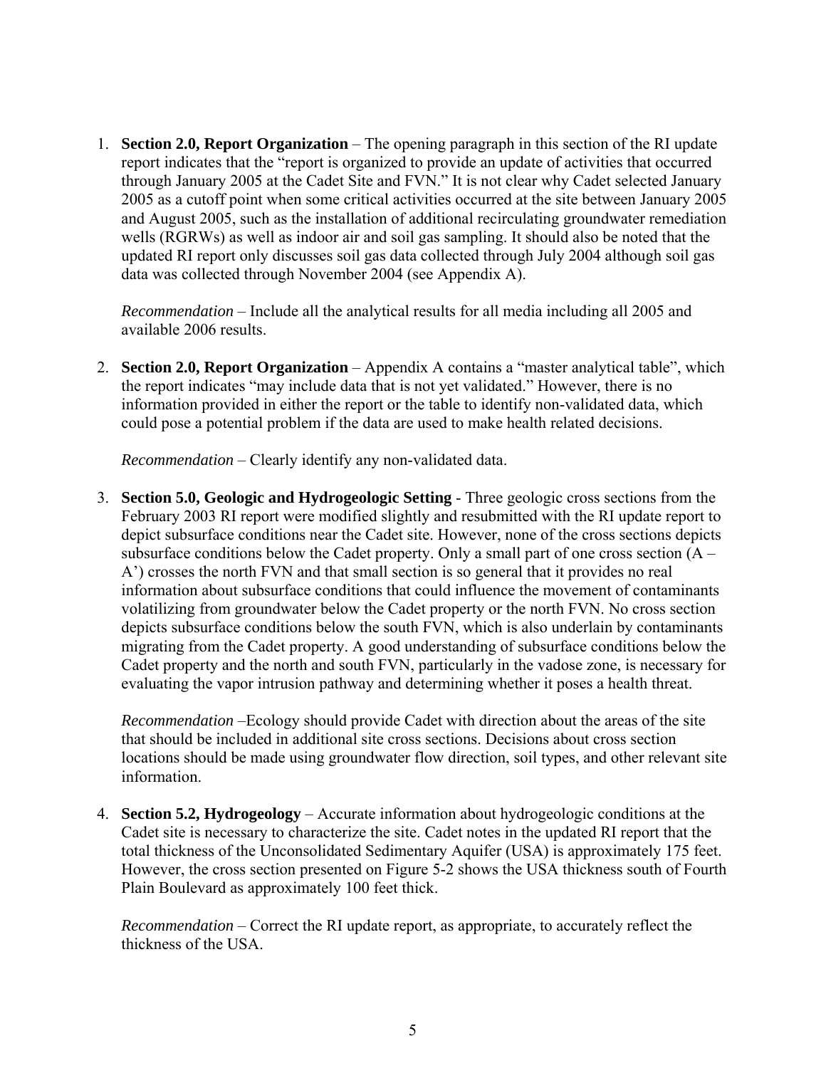1. **Section 2.0, Report Organization** – The opening paragraph in this section of the RI update report indicates that the "report is organized to provide an update of activities that occurred through January 2005 at the Cadet Site and FVN." It is not clear why Cadet selected January 2005 as a cutoff point when some critical activities occurred at the site between January 2005 and August 2005, such as the installation of additional recirculating groundwater remediation wells (RGRWs) as well as indoor air and soil gas sampling. It should also be noted that the updated RI report only discusses soil gas data collected through July 2004 although soil gas data was collected through November 2004 (see Appendix A).

   *Recommendation* – Include all the analytical results for all media including all 2005 and available 2006 results.

2. **Section 2.0, Report Organization** – Appendix A contains a "master analytical table", which the report indicates "may include data that is not yet validated." However, there is no information provided in either the report or the table to identify non-validated data, which could pose a potential problem if the data are used to make health related decisions.

   *Recommendation* – Clearly identify any non-validated data.

3. **Section 5.0, Geologic and Hydrogeologic Setting** - Three geologic cross sections from the February 2003 RI report were modified slightly and resubmitted with the RI update report to depict subsurface conditions near the Cadet site. However, none of the cross sections depicts subsurface conditions below the Cadet property. Only a small part of one cross section (A – A') crosses the north FVN and that small section is so general that it provides no real information about subsurface conditions that could influence the movement of contaminants volatilizing from groundwater below the Cadet property or the north FVN. No cross section depicts subsurface conditions below the south FVN, which is also underlain by contaminants migrating from the Cadet property. A good understanding of subsurface conditions below the Cadet property and the north and south FVN, particularly in the vadose zone, is necessary for evaluating the vapor intrusion pathway and determining whether it poses a health threat.

   *Recommendation* –Ecology should provide Cadet with direction about the areas of the site that should be included in additional site cross sections. Decisions about cross section locations should be made using groundwater flow direction, soil types, and other relevant site information.

4. **Section 5.2, Hydrogeology** – Accurate information about hydrogeologic conditions at the Cadet site is necessary to characterize the site. Cadet notes in the updated RI report that the total thickness of the Unconsolidated Sedimentary Aquifer (USA) is approximately 175 feet. However, the cross section presented on Figure 5-2 shows the USA thickness south of Fourth Plain Boulevard as approximately 100 feet thick.

   *Recommendation* – Correct the RI update report, as appropriate, to accurately reflect the thickness of the USA.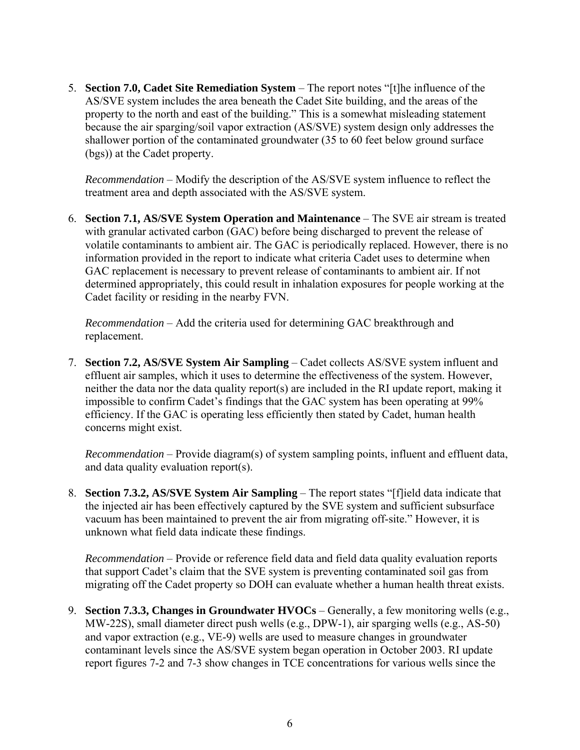5. **Section 7.0, Cadet Site Remediation System** – The report notes "[t]he influence of the AS/SVE system includes the area beneath the Cadet Site building, and the areas of the property to the north and east of the building." This is a somewhat misleading statement because the air sparging/soil vapor extraction (AS/SVE) system design only addresses the shallower portion of the contaminated groundwater (35 to 60 feet below ground surface (bgs)) at the Cadet property.

   *Recommendation* – Modify the description of the AS/SVE system influence to reflect the treatment area and depth associated with the AS/SVE system.

6. **Section 7.1, AS/SVE System Operation and Maintenance** – The SVE air stream is treated with granular activated carbon (GAC) before being discharged to prevent the release of volatile contaminants to ambient air. The GAC is periodically replaced. However, there is no information provided in the report to indicate what criteria Cadet uses to determine when GAC replacement is necessary to prevent release of contaminants to ambient air. If not determined appropriately, this could result in inhalation exposures for people working at the Cadet facility or residing in the nearby FVN.

   *Recommendation* – Add the criteria used for determining GAC breakthrough and replacement.

7. **Section 7.2, AS/SVE System Air Sampling** – Cadet collects AS/SVE system influent and effluent air samples, which it uses to determine the effectiveness of the system. However, neither the data nor the data quality report(s) are included in the RI update report, making it impossible to confirm Cadet's findings that the GAC system has been operating at 99% efficiency. If the GAC is operating less efficiently then stated by Cadet, human health concerns might exist.

   *Recommendation* – Provide diagram(s) of system sampling points, influent and effluent data, and data quality evaluation report(s).

8. **Section 7.3.2, AS/SVE System Air Sampling** – The report states "[f]ield data indicate that the injected air has been effectively captured by the SVE system and sufficient subsurface vacuum has been maintained to prevent the air from migrating off-site." However, it is unknown what field data indicate these findings.

   *Recommendation* – Provide or reference field data and field data quality evaluation reports that support Cadet's claim that the SVE system is preventing contaminated soil gas from migrating off the Cadet property so DOH can evaluate whether a human health threat exists.

9. **Section 7.3.3, Changes in Groundwater HVOCs** – Generally, a few monitoring wells (e.g., MW-22S), small diameter direct push wells (e.g., DPW-1), air sparging wells (e.g., AS-50) and vapor extraction (e.g., VE-9) wells are used to measure changes in groundwater contaminant levels since the AS/SVE system began operation in October 2003. RI update report figures 7-2 and 7-3 show changes in TCE concentrations for various wells since the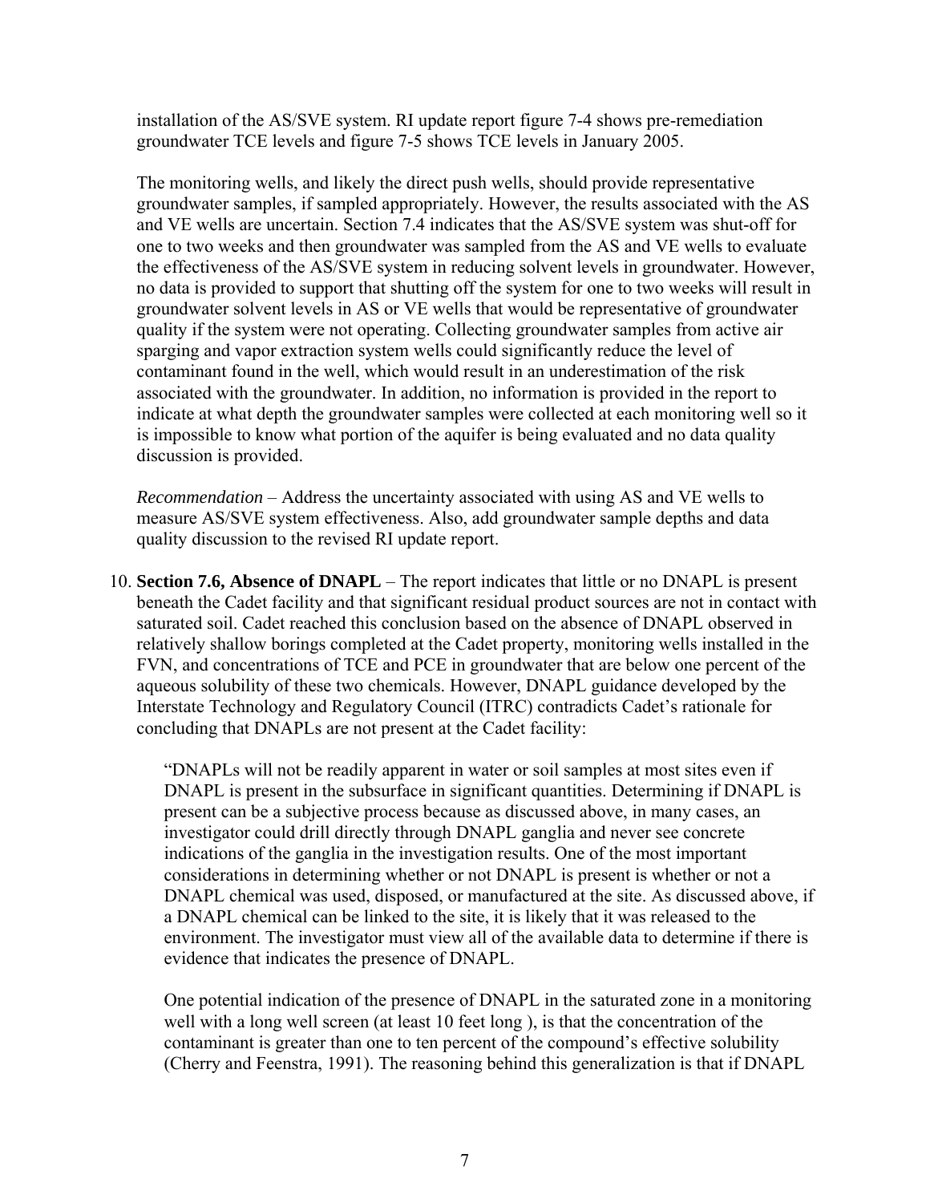installation of the AS/SVE system. RI update report figure 7-4 shows pre-remediation groundwater TCE levels and figure 7-5 shows TCE levels in January 2005.

The monitoring wells, and likely the direct push wells, should provide representative groundwater samples, if sampled appropriately. However, the results associated with the AS and VE wells are uncertain. Section 7.4 indicates that the AS/SVE system was shut-off for one to two weeks and then groundwater was sampled from the AS and VE wells to evaluate the effectiveness of the AS/SVE system in reducing solvent levels in groundwater. However, no data is provided to support that shutting off the system for one to two weeks will result in groundwater solvent levels in AS or VE wells that would be representative of groundwater quality if the system were not operating. Collecting groundwater samples from active air sparging and vapor extraction system wells could significantly reduce the level of contaminant found in the well, which would result in an underestimation of the risk associated with the groundwater. In addition, no information is provided in the report to indicate at what depth the groundwater samples were collected at each monitoring well so it is impossible to know what portion of the aquifer is being evaluated and no data quality discussion is provided.

*Recommendation* – Address the uncertainty associated with using AS and VE wells to measure AS/SVE system effectiveness. Also, add groundwater sample depths and data quality discussion to the revised RI update report.

10. **Section 7.6, Absence of DNAPL** – The report indicates that little or no DNAPL is present beneath the Cadet facility and that significant residual product sources are not in contact with saturated soil. Cadet reached this conclusion based on the absence of DNAPL observed in relatively shallow borings completed at the Cadet property, monitoring wells installed in the FVN, and concentrations of TCE and PCE in groundwater that are below one percent of the aqueous solubility of these two chemicals. However, DNAPL guidance developed by the Interstate Technology and Regulatory Council (ITRC) contradicts Cadet's rationale for concluding that DNAPLs are not present at the Cadet facility:

    "DNAPLs will not be readily apparent in water or soil samples at most sites even if DNAPL is present in the subsurface in significant quantities. Determining if DNAPL is present can be a subjective process because as discussed above, in many cases, an investigator could drill directly through DNAPL ganglia and never see concrete indications of the ganglia in the investigation results. One of the most important considerations in determining whether or not DNAPL is present is whether or not a DNAPL chemical was used, disposed, or manufactured at the site. As discussed above, if a DNAPL chemical can be linked to the site, it is likely that it was released to the environment. The investigator must view all of the available data to determine if there is evidence that indicates the presence of DNAPL.

    One potential indication of the presence of DNAPL in the saturated zone in a monitoring well with a long well screen (at least 10 feet long ), is that the concentration of the contaminant is greater than one to ten percent of the compound's effective solubility (Cherry and Feenstra, 1991). The reasoning behind this generalization is that if DNAPL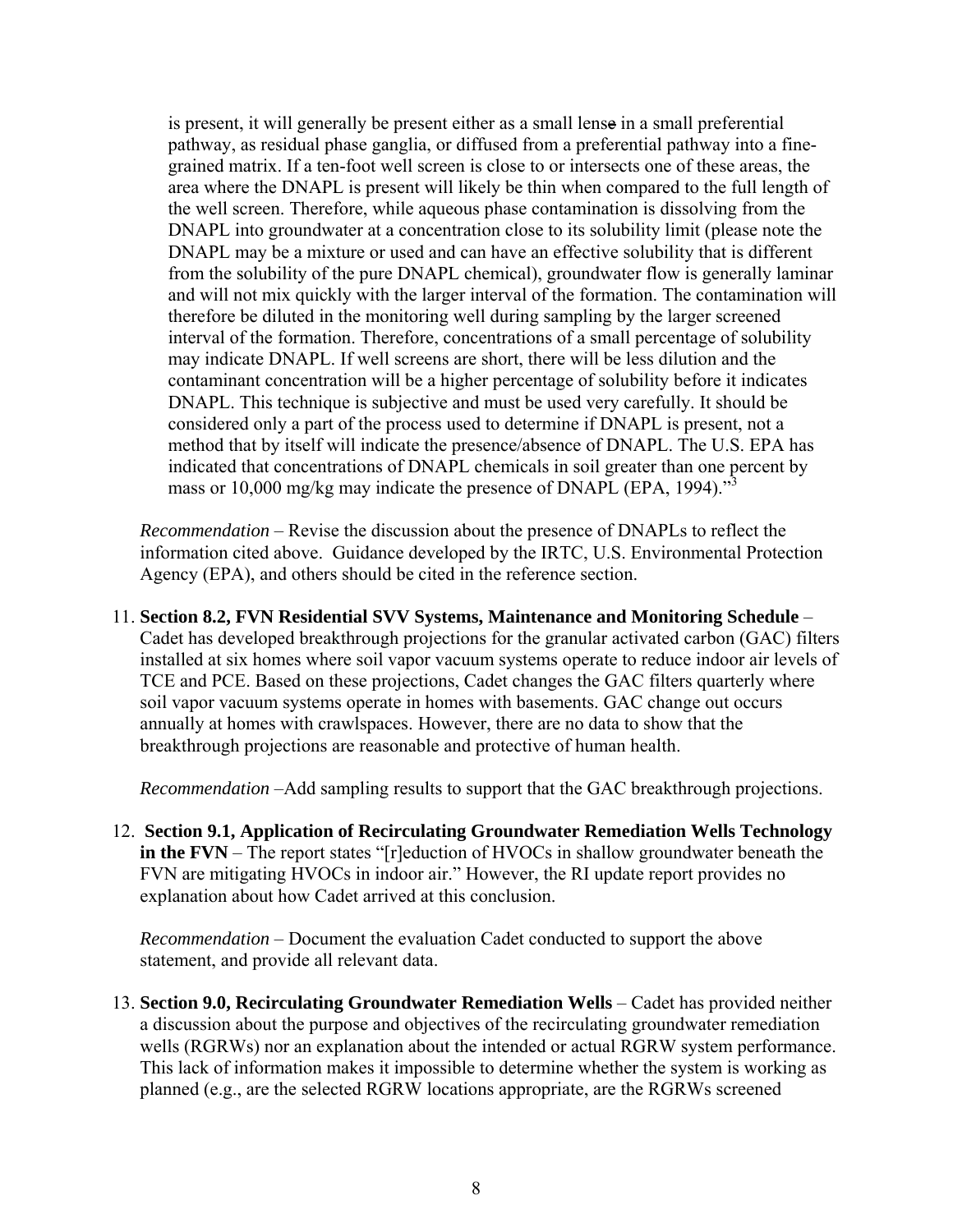is present, it will generally be present either as a small lense in a small preferential pathway, as residual phase ganglia, or diffused from a preferential pathway into a fine-grained matrix. If a ten-foot well screen is close to or intersects one of these areas, the area where the DNAPL is present will likely be thin when compared to the full length of the well screen. Therefore, while aqueous phase contamination is dissolving from the DNAPL into groundwater at a concentration close to its solubility limit (please note the DNAPL may be a mixture or used and can have an effective solubility that is different from the solubility of the pure DNAPL chemical), groundwater flow is generally laminar and will not mix quickly with the larger interval of the formation. The contamination will therefore be diluted in the monitoring well during sampling by the larger screened interval of the formation. Therefore, concentrations of a small percentage of solubility may indicate DNAPL. If well screens are short, there will be less dilution and the contaminant concentration will be a higher percentage of solubility before it indicates DNAPL. This technique is subjective and must be used very carefully. It should be considered only a part of the process used to determine if DNAPL is present, not a method that by itself will indicate the presence/absence of DNAPL. The U.S. EPA has indicated that concentrations of DNAPL chemicals in soil greater than one percent by mass or 10,000 mg/kg may indicate the presence of DNAPL (EPA, 1994)."[3]

*Recommendation* – Revise the discussion about the presence of DNAPLs to reflect the information cited above. Guidance developed by the IRTC, U.S. Environmental Protection Agency (EPA), and others should be cited in the reference section.

11. **Section 8.2, FVN Residential SVV Systems, Maintenance and Monitoring Schedule** – Cadet has developed breakthrough projections for the granular activated carbon (GAC) filters installed at six homes where soil vapor vacuum systems operate to reduce indoor air levels of TCE and PCE. Based on these projections, Cadet changes the GAC filters quarterly where soil vapor vacuum systems operate in homes with basements. GAC change out occurs annually at homes with crawlspaces. However, there are no data to show that the breakthrough projections are reasonable and protective of human health.

    *Recommendation* –Add sampling results to support that the GAC breakthrough projections.

12. **Section 9.1, Application of Recirculating Groundwater Remediation Wells Technology in the FVN** – The report states "[r]eduction of HVOCs in shallow groundwater beneath the FVN are mitigating HVOCs in indoor air." However, the RI update report provides no explanation about how Cadet arrived at this conclusion.

    *Recommendation* – Document the evaluation Cadet conducted to support the above statement, and provide all relevant data.

13. **Section 9.0, Recirculating Groundwater Remediation Wells** – Cadet has provided neither a discussion about the purpose and objectives of the recirculating groundwater remediation wells (RGRWs) nor an explanation about the intended or actual RGRW system performance. This lack of information makes it impossible to determine whether the system is working as planned (e.g., are the selected RGRW locations appropriate, are the RGRWs screened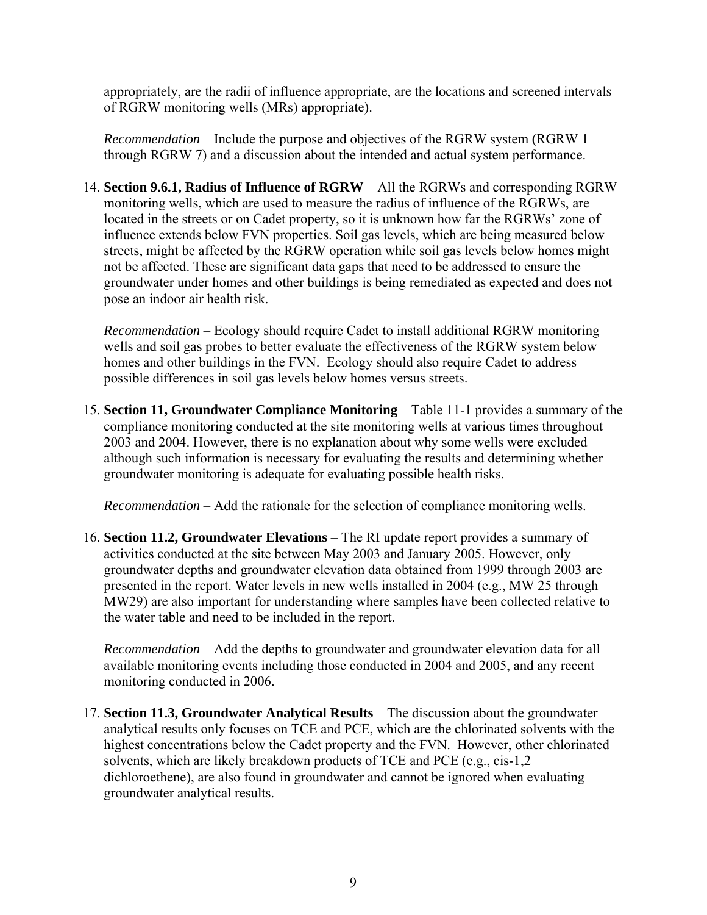appropriately, are the radii of influence appropriate, are the locations and screened intervals of RGRW monitoring wells (MRs) appropriate).

*Recommendation* – Include the purpose and objectives of the RGRW system (RGRW 1 through RGRW 7) and a discussion about the intended and actual system performance.

14. **Section 9.6.1, Radius of Influence of RGRW** – All the RGRWs and corresponding RGRW monitoring wells, which are used to measure the radius of influence of the RGRWs, are located in the streets or on Cadet property, so it is unknown how far the RGRWs' zone of influence extends below FVN properties. Soil gas levels, which are being measured below streets, might be affected by the RGRW operation while soil gas levels below homes might not be affected. These are significant data gaps that need to be addressed to ensure the groundwater under homes and other buildings is being remediated as expected and does not pose an indoor air health risk.

    *Recommendation* – Ecology should require Cadet to install additional RGRW monitoring wells and soil gas probes to better evaluate the effectiveness of the RGRW system below homes and other buildings in the FVN. Ecology should also require Cadet to address possible differences in soil gas levels below homes versus streets.

15. **Section 11, Groundwater Compliance Monitoring** – Table 11-1 provides a summary of the compliance monitoring conducted at the site monitoring wells at various times throughout 2003 and 2004. However, there is no explanation about why some wells were excluded although such information is necessary for evaluating the results and determining whether groundwater monitoring is adequate for evaluating possible health risks.

    *Recommendation* – Add the rationale for the selection of compliance monitoring wells.

16. **Section 11.2, Groundwater Elevations** – The RI update report provides a summary of activities conducted at the site between May 2003 and January 2005. However, only groundwater depths and groundwater elevation data obtained from 1999 through 2003 are presented in the report. Water levels in new wells installed in 2004 (e.g., MW 25 through MW29) are also important for understanding where samples have been collected relative to the water table and need to be included in the report.

    *Recommendation* – Add the depths to groundwater and groundwater elevation data for all available monitoring events including those conducted in 2004 and 2005, and any recent monitoring conducted in 2006.

17. **Section 11.3, Groundwater Analytical Results** – The discussion about the groundwater analytical results only focuses on TCE and PCE, which are the chlorinated solvents with the highest concentrations below the Cadet property and the FVN. However, other chlorinated solvents, which are likely breakdown products of TCE and PCE (e.g., cis-1,2 dichloroethene), are also found in groundwater and cannot be ignored when evaluating groundwater analytical results.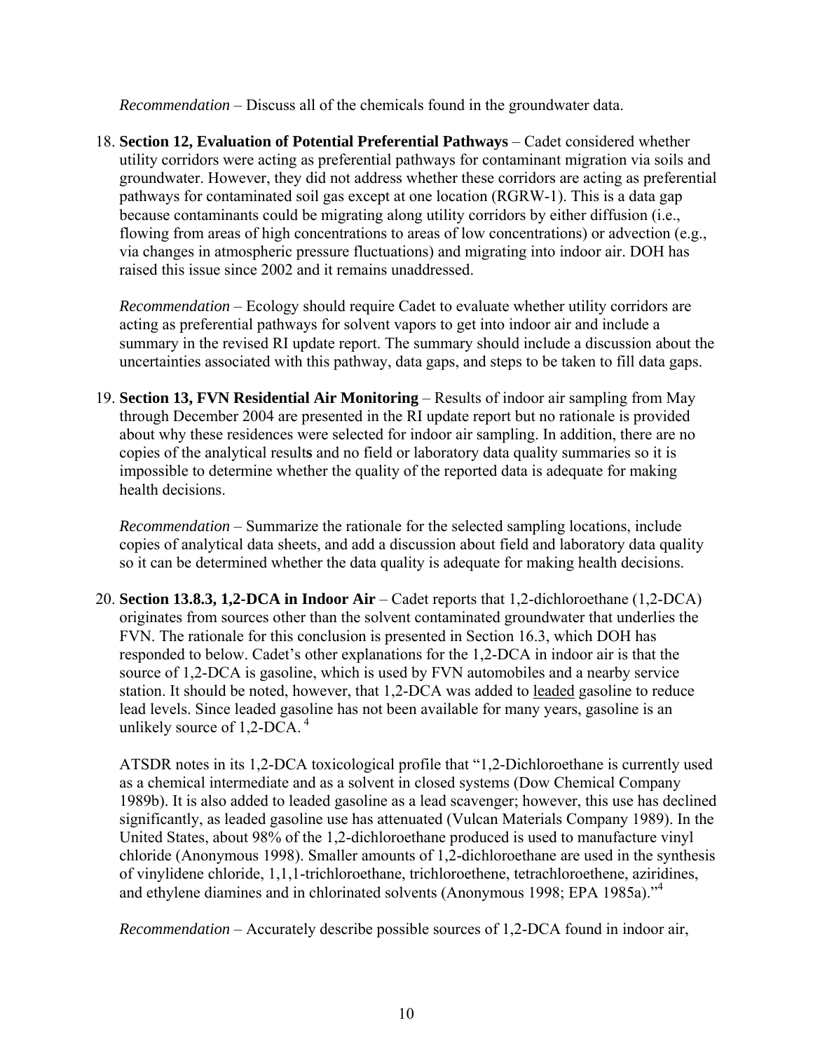*Recommendation* – Discuss all of the chemicals found in the groundwater data.

18. **Section 12, Evaluation of Potential Preferential Pathways** – Cadet considered whether utility corridors were acting as preferential pathways for contaminant migration via soils and groundwater. However, they did not address whether these corridors are acting as preferential pathways for contaminated soil gas except at one location (RGRW-1). This is a data gap because contaminants could be migrating along utility corridors by either diffusion (i.e., flowing from areas of high concentrations to areas of low concentrations) or advection (e.g., via changes in atmospheric pressure fluctuations) and migrating into indoor air. DOH has raised this issue since 2002 and it remains unaddressed.

   *Recommendation* – Ecology should require Cadet to evaluate whether utility corridors are acting as preferential pathways for solvent vapors to get into indoor air and include a summary in the revised RI update report. The summary should include a discussion about the uncertainties associated with this pathway, data gaps, and steps to be taken to fill data gaps.

19. **Section 13, FVN Residential Air Monitoring** – Results of indoor air sampling from May through December 2004 are presented in the RI update report but no rationale is provided about why these residences were selected for indoor air sampling. In addition, there are no copies of the analytical results and no field or laboratory data quality summaries so it is impossible to determine whether the quality of the reported data is adequate for making health decisions.

   *Recommendation* – Summarize the rationale for the selected sampling locations, include copies of analytical data sheets, and add a discussion about field and laboratory data quality so it can be determined whether the data quality is adequate for making health decisions.

20. **Section 13.8.3, 1,2-DCA in Indoor Air** – Cadet reports that 1,2-dichloroethane (1,2-DCA) originates from sources other than the solvent contaminated groundwater that underlies the FVN. The rationale for this conclusion is presented in Section 16.3, which DOH has responded to below. Cadet's other explanations for the 1,2-DCA in indoor air is that the source of 1,2-DCA is gasoline, which is used by FVN automobiles and a nearby service station. It should be noted, however, that 1,2-DCA was added to <u>leaded</u> gasoline to reduce lead levels. Since leaded gasoline has not been available for many years, gasoline is an unlikely source of 1,2-DCA. [4]

   ATSDR notes in its 1,2-DCA toxicological profile that "1,2-Dichloroethane is currently used as a chemical intermediate and as a solvent in closed systems (Dow Chemical Company 1989b). It is also added to leaded gasoline as a lead scavenger; however, this use has declined significantly, as leaded gasoline use has attenuated (Vulcan Materials Company 1989). In the United States, about 98% of the 1,2-dichloroethane produced is used to manufacture vinyl chloride (Anonymous 1998). Smaller amounts of 1,2-dichloroethane are used in the synthesis of vinylidene chloride, 1,1,1-trichloroethane, trichloroethene, tetrachloroethene, aziridines, and ethylene diamines and in chlorinated solvents (Anonymous 1998; EPA 1985a)."[4]

   *Recommendation* – Accurately describe possible sources of 1,2-DCA found in indoor air,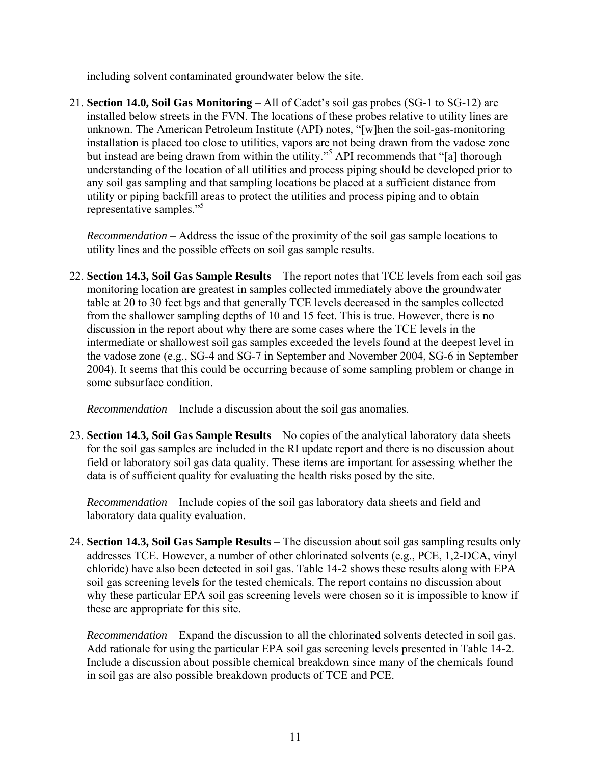including solvent contaminated groundwater below the site.

21. **Section 14.0, Soil Gas Monitoring** – All of Cadet's soil gas probes (SG-1 to SG-12) are installed below streets in the FVN. The locations of these probes relative to utility lines are unknown. The American Petroleum Institute (API) notes, "[w]hen the soil-gas-monitoring installation is placed too close to utilities, vapors are not being drawn from the vadose zone but instead are being drawn from within the utility."[5] API recommends that "[a] thorough understanding of the location of all utilities and process piping should be developed prior to any soil gas sampling and that sampling locations be placed at a sufficient distance from utility or piping backfill areas to protect the utilities and process piping and to obtain representative samples."[5]

    *Recommendation* – Address the issue of the proximity of the soil gas sample locations to utility lines and the possible effects on soil gas sample results.

22. **Section 14.3, Soil Gas Sample Results** – The report notes that TCE levels from each soil gas monitoring location are greatest in samples collected immediately above the groundwater table at 20 to 30 feet bgs and that <u>generally</u> TCE levels decreased in the samples collected from the shallower sampling depths of 10 and 15 feet. This is true. However, there is no discussion in the report about why there are some cases where the TCE levels in the intermediate or shallowest soil gas samples exceeded the levels found at the deepest level in the vadose zone (e.g., SG-4 and SG-7 in September and November 2004, SG-6 in September 2004). It seems that this could be occurring because of some sampling problem or change in some subsurface condition.

    *Recommendation* – Include a discussion about the soil gas anomalies.

23. **Section 14.3, Soil Gas Sample Results** – No copies of the analytical laboratory data sheets for the soil gas samples are included in the RI update report and there is no discussion about field or laboratory soil gas data quality. These items are important for assessing whether the data is of sufficient quality for evaluating the health risks posed by the site.

    *Recommendation* – Include copies of the soil gas laboratory data sheets and field and laboratory data quality evaluation.

24. **Section 14.3, Soil Gas Sample Results** – The discussion about soil gas sampling results only addresses TCE. However, a number of other chlorinated solvents (e.g., PCE, 1,2-DCA, vinyl chloride) have also been detected in soil gas. Table 14-2 shows these results along with EPA soil gas screening levels for the tested chemicals. The report contains no discussion about why these particular EPA soil gas screening levels were chosen so it is impossible to know if these are appropriate for this site.

    *Recommendation* – Expand the discussion to all the chlorinated solvents detected in soil gas. Add rationale for using the particular EPA soil gas screening levels presented in Table 14-2. Include a discussion about possible chemical breakdown since many of the chemicals found in soil gas are also possible breakdown products of TCE and PCE.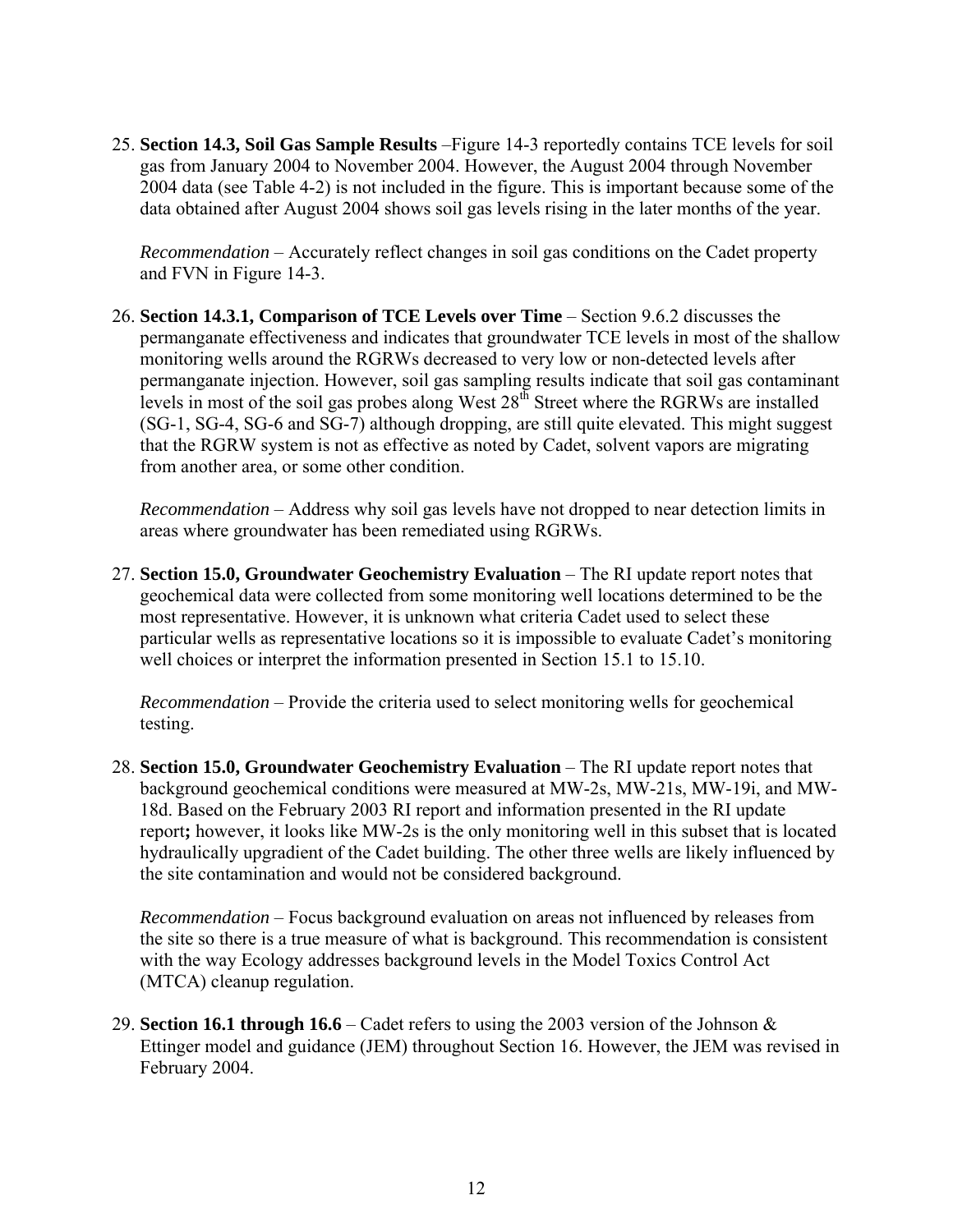25. **Section 14.3, Soil Gas Sample Results** –Figure 14-3 reportedly contains TCE levels for soil gas from January 2004 to November 2004. However, the August 2004 through November 2004 data (see Table 4-2) is not included in the figure. This is important because some of the data obtained after August 2004 shows soil gas levels rising in the later months of the year.

    *Recommendation* – Accurately reflect changes in soil gas conditions on the Cadet property and FVN in Figure 14-3.

26. **Section 14.3.1, Comparison of TCE Levels over Time** – Section 9.6.2 discusses the permanganate effectiveness and indicates that groundwater TCE levels in most of the shallow monitoring wells around the RGRWs decreased to very low or non-detected levels after permanganate injection. However, soil gas sampling results indicate that soil gas contaminant levels in most of the soil gas probes along West 28th Street where the RGRWs are installed (SG-1, SG-4, SG-6 and SG-7) although dropping, are still quite elevated. This might suggest that the RGRW system is not as effective as noted by Cadet, solvent vapors are migrating from another area, or some other condition.

    *Recommendation* – Address why soil gas levels have not dropped to near detection limits in areas where groundwater has been remediated using RGRWs.

27. **Section 15.0, Groundwater Geochemistry Evaluation** – The RI update report notes that geochemical data were collected from some monitoring well locations determined to be the most representative. However, it is unknown what criteria Cadet used to select these particular wells as representative locations so it is impossible to evaluate Cadet's monitoring well choices or interpret the information presented in Section 15.1 to 15.10.

    *Recommendation* – Provide the criteria used to select monitoring wells for geochemical testing.

28. **Section 15.0, Groundwater Geochemistry Evaluation** – The RI update report notes that background geochemical conditions were measured at MW-2s, MW-21s, MW-19i, and MW-18d. Based on the February 2003 RI report and information presented in the RI update report**;** however, it looks like MW-2s is the only monitoring well in this subset that is located hydraulically upgradient of the Cadet building. The other three wells are likely influenced by the site contamination and would not be considered background.

    *Recommendation* – Focus background evaluation on areas not influenced by releases from the site so there is a true measure of what is background. This recommendation is consistent with the way Ecology addresses background levels in the Model Toxics Control Act (MTCA) cleanup regulation.

29. **Section 16.1 through 16.6** – Cadet refers to using the 2003 version of the Johnson & Ettinger model and guidance (JEM) throughout Section 16. However, the JEM was revised in February 2004.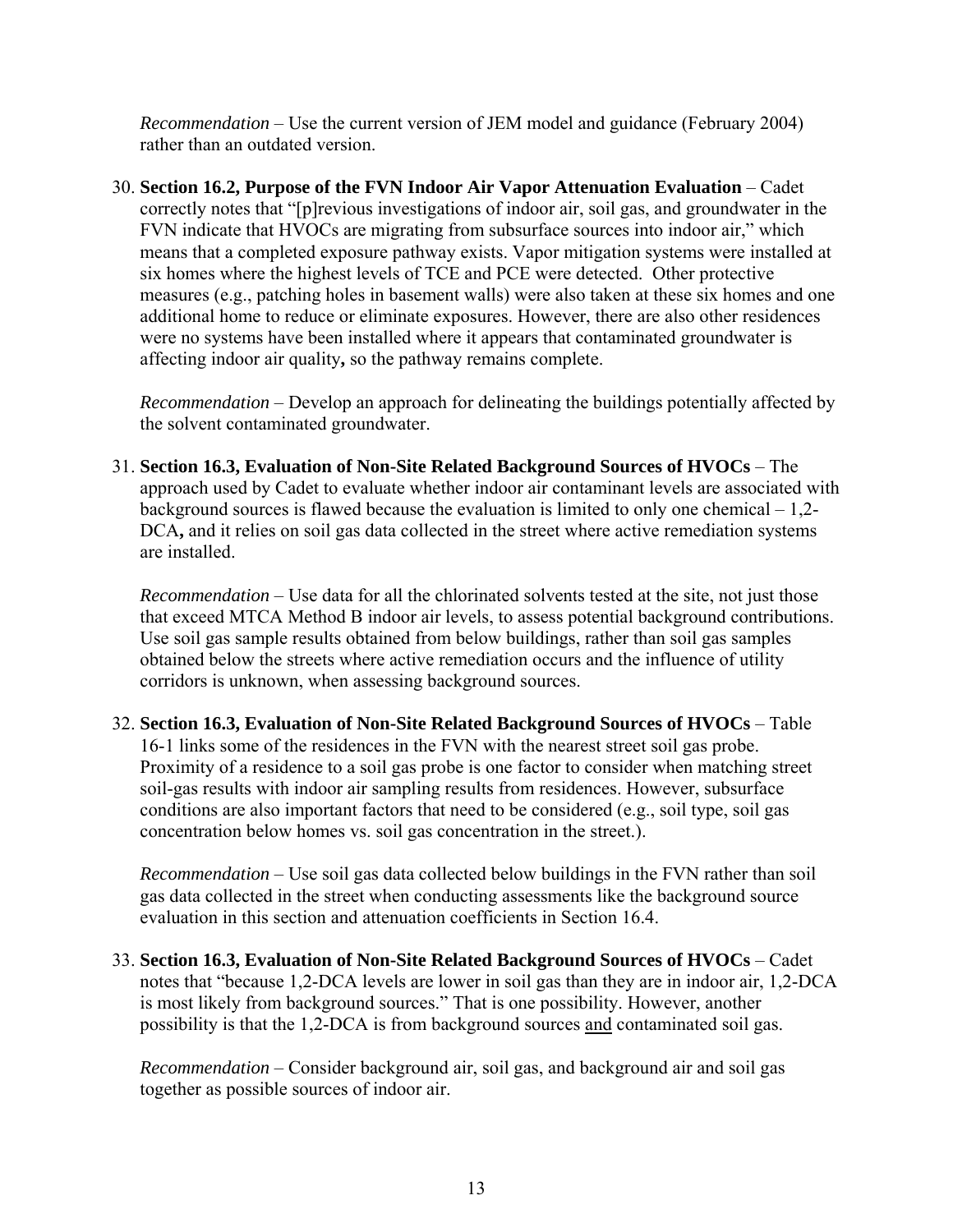*Recommendation* – Use the current version of JEM model and guidance (February 2004) rather than an outdated version.

30. **Section 16.2, Purpose of the FVN Indoor Air Vapor Attenuation Evaluation** – Cadet correctly notes that "[p]revious investigations of indoor air, soil gas, and groundwater in the FVN indicate that HVOCs are migrating from subsurface sources into indoor air," which means that a completed exposure pathway exists. Vapor mitigation systems were installed at six homes where the highest levels of TCE and PCE were detected. Other protective measures (e.g., patching holes in basement walls) were also taken at these six homes and one additional home to reduce or eliminate exposures. However, there are also other residences were no systems have been installed where it appears that contaminated groundwater is affecting indoor air quality**,** so the pathway remains complete.

   *Recommendation* – Develop an approach for delineating the buildings potentially affected by the solvent contaminated groundwater.

31. **Section 16.3, Evaluation of Non-Site Related Background Sources of HVOCs** – The approach used by Cadet to evaluate whether indoor air contaminant levels are associated with background sources is flawed because the evaluation is limited to only one chemical – 1,2-DCA**,** and it relies on soil gas data collected in the street where active remediation systems are installed.

   *Recommendation* – Use data for all the chlorinated solvents tested at the site, not just those that exceed MTCA Method B indoor air levels, to assess potential background contributions. Use soil gas sample results obtained from below buildings, rather than soil gas samples obtained below the streets where active remediation occurs and the influence of utility corridors is unknown, when assessing background sources.

32. **Section 16.3, Evaluation of Non-Site Related Background Sources of HVOCs** – Table 16-1 links some of the residences in the FVN with the nearest street soil gas probe. Proximity of a residence to a soil gas probe is one factor to consider when matching street soil-gas results with indoor air sampling results from residences. However, subsurface conditions are also important factors that need to be considered (e.g., soil type, soil gas concentration below homes vs. soil gas concentration in the street.).

   *Recommendation* – Use soil gas data collected below buildings in the FVN rather than soil gas data collected in the street when conducting assessments like the background source evaluation in this section and attenuation coefficients in Section 16.4.

33. **Section 16.3, Evaluation of Non-Site Related Background Sources of HVOCs** – Cadet notes that "because 1,2-DCA levels are lower in soil gas than they are in indoor air, 1,2-DCA is most likely from background sources." That is one possibility. However, another possibility is that the 1,2-DCA is from background sources <u>and</u> contaminated soil gas.

   *Recommendation* – Consider background air, soil gas, and background air and soil gas together as possible sources of indoor air.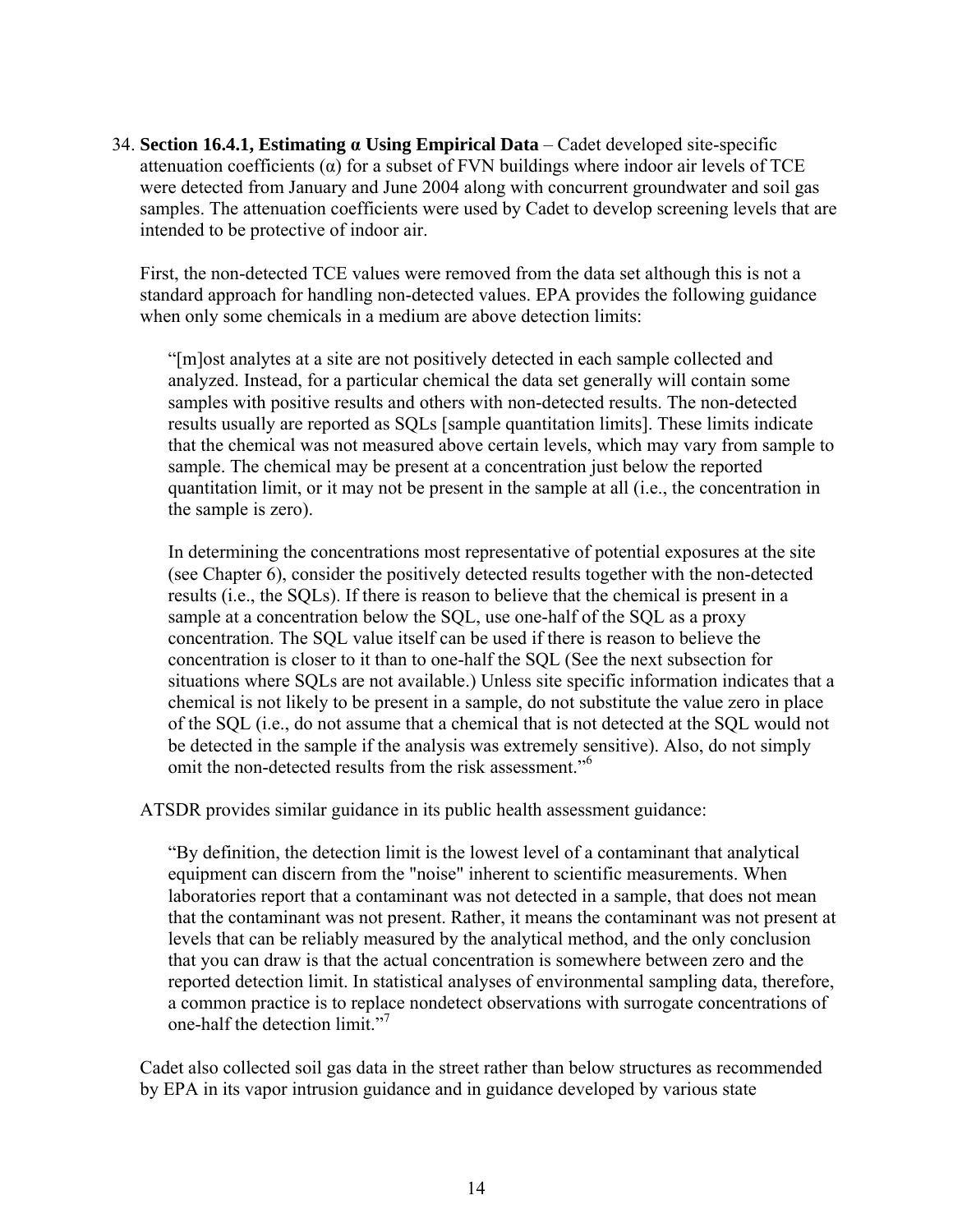34. **Section 16.4.1, Estimating α Using Empirical Data** – Cadet developed site-specific attenuation coefficients (α) for a subset of FVN buildings where indoor air levels of TCE were detected from January and June 2004 along with concurrent groundwater and soil gas samples. The attenuation coefficients were used by Cadet to develop screening levels that are intended to be protective of indoor air.

    First, the non-detected TCE values were removed from the data set although this is not a standard approach for handling non-detected values. EPA provides the following guidance when only some chemicals in a medium are above detection limits:

    > "[m]ost analytes at a site are not positively detected in each sample collected and analyzed. Instead, for a particular chemical the data set generally will contain some samples with positive results and others with non-detected results. The non-detected results usually are reported as SQLs [sample quantitation limits]. These limits indicate that the chemical was not measured above certain levels, which may vary from sample to sample. The chemical may be present at a concentration just below the reported quantitation limit, or it may not be present in the sample at all (i.e., the concentration in the sample is zero).
    >
    > In determining the concentrations most representative of potential exposures at the site (see Chapter 6), consider the positively detected results together with the non-detected results (i.e., the SQLs). If there is reason to believe that the chemical is present in a sample at a concentration below the SQL, use one-half of the SQL as a proxy concentration. The SQL value itself can be used if there is reason to believe the concentration is closer to it than to one-half the SQL (See the next subsection for situations where SQLs are not available.) Unless site specific information indicates that a chemical is not likely to be present in a sample, do not substitute the value zero in place of the SQL (i.e., do not assume that a chemical that is not detected at the SQL would not be detected in the sample if the analysis was extremely sensitive). Also, do not simply omit the non-detected results from the risk assessment."[6]

    ATSDR provides similar guidance in its public health assessment guidance:

    > "By definition, the detection limit is the lowest level of a contaminant that analytical equipment can discern from the "noise" inherent to scientific measurements. When laboratories report that a contaminant was not detected in a sample, that does not mean that the contaminant was not present. Rather, it means the contaminant was not present at levels that can be reliably measured by the analytical method, and the only conclusion that you can draw is that the actual concentration is somewhere between zero and the reported detection limit. In statistical analyses of environmental sampling data, therefore, a common practice is to replace nondetect observations with surrogate concentrations of one-half the detection limit."[7]

    Cadet also collected soil gas data in the street rather than below structures as recommended by EPA in its vapor intrusion guidance and in guidance developed by various state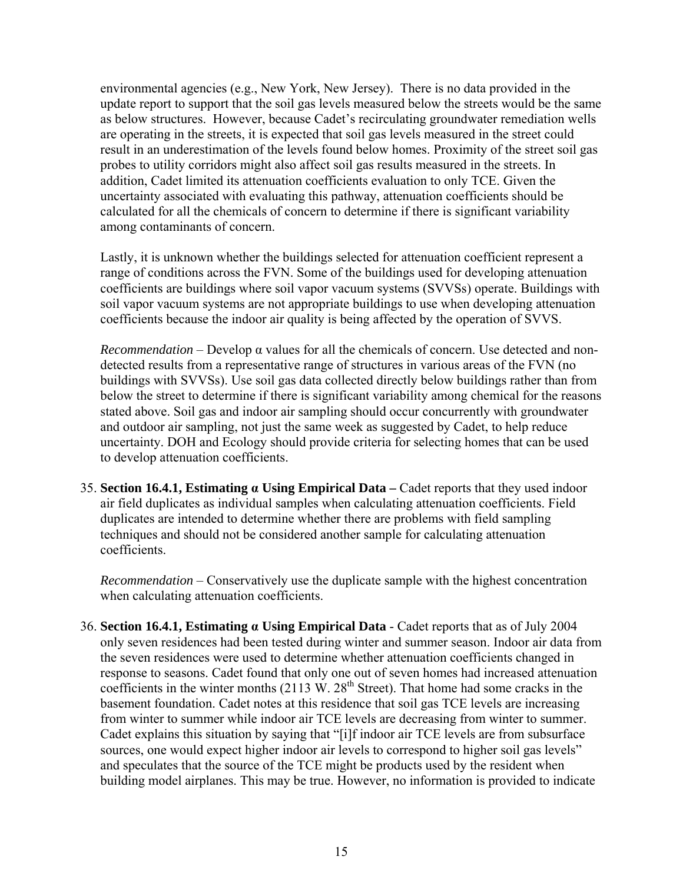environmental agencies (e.g., New York, New Jersey). There is no data provided in the update report to support that the soil gas levels measured below the streets would be the same as below structures. However, because Cadet's recirculating groundwater remediation wells are operating in the streets, it is expected that soil gas levels measured in the street could result in an underestimation of the levels found below homes. Proximity of the street soil gas probes to utility corridors might also affect soil gas results measured in the streets. In addition, Cadet limited its attenuation coefficients evaluation to only TCE. Given the uncertainty associated with evaluating this pathway, attenuation coefficients should be calculated for all the chemicals of concern to determine if there is significant variability among contaminants of concern.

Lastly, it is unknown whether the buildings selected for attenuation coefficient represent a range of conditions across the FVN. Some of the buildings used for developing attenuation coefficients are buildings where soil vapor vacuum systems (SVVSs) operate. Buildings with soil vapor vacuum systems are not appropriate buildings to use when developing attenuation coefficients because the indoor air quality is being affected by the operation of SVVS.

*Recommendation* – Develop α values for all the chemicals of concern. Use detected and non-detected results from a representative range of structures in various areas of the FVN (no buildings with SVVSs). Use soil gas data collected directly below buildings rather than from below the street to determine if there is significant variability among chemical for the reasons stated above. Soil gas and indoor air sampling should occur concurrently with groundwater and outdoor air sampling, not just the same week as suggested by Cadet, to help reduce uncertainty. DOH and Ecology should provide criteria for selecting homes that can be used to develop attenuation coefficients.

35. **Section 16.4.1, Estimating α Using Empirical Data –** Cadet reports that they used indoor air field duplicates as individual samples when calculating attenuation coefficients. Field duplicates are intended to determine whether there are problems with field sampling techniques and should not be considered another sample for calculating attenuation coefficients.

    *Recommendation* – Conservatively use the duplicate sample with the highest concentration when calculating attenuation coefficients.

36. **Section 16.4.1, Estimating α Using Empirical Data** - Cadet reports that as of July 2004 only seven residences had been tested during winter and summer season. Indoor air data from the seven residences were used to determine whether attenuation coefficients changed in response to seasons. Cadet found that only one out of seven homes had increased attenuation coefficients in the winter months (2113 W. 28th Street). That home had some cracks in the basement foundation. Cadet notes at this residence that soil gas TCE levels are increasing from winter to summer while indoor air TCE levels are decreasing from winter to summer. Cadet explains this situation by saying that "[i]f indoor air TCE levels are from subsurface sources, one would expect higher indoor air levels to correspond to higher soil gas levels" and speculates that the source of the TCE might be products used by the resident when building model airplanes. This may be true. However, no information is provided to indicate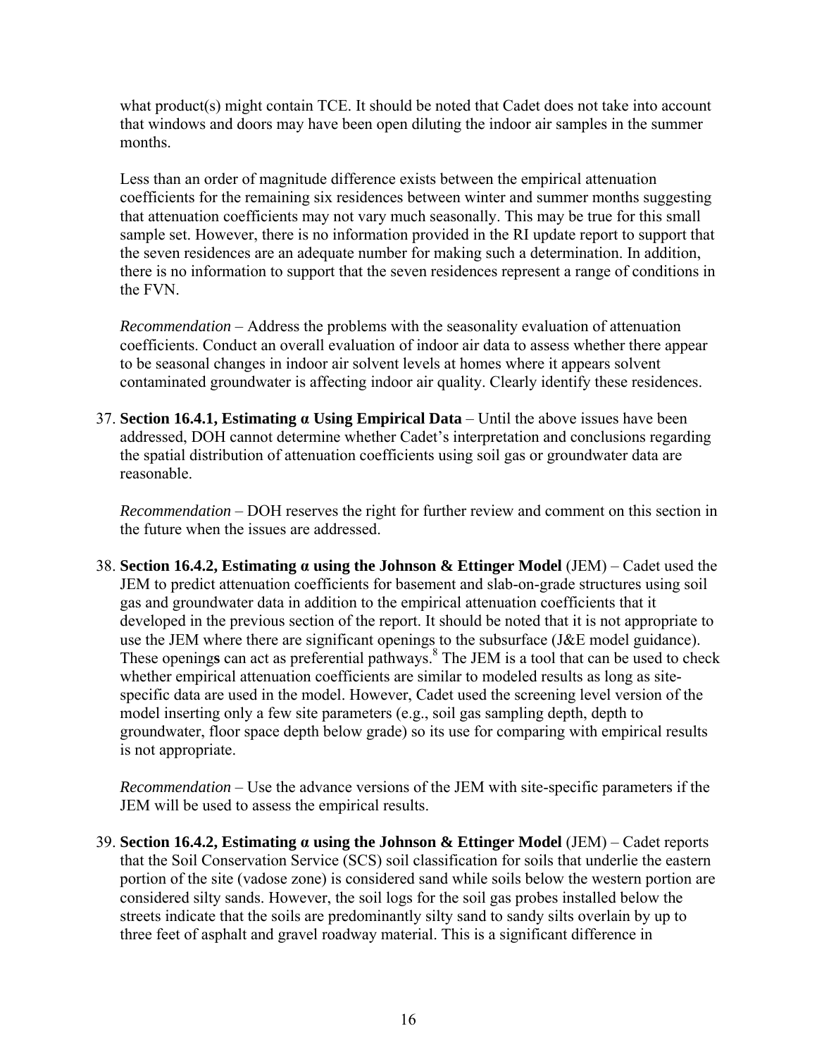what product(s) might contain TCE. It should be noted that Cadet does not take into account that windows and doors may have been open diluting the indoor air samples in the summer months.

Less than an order of magnitude difference exists between the empirical attenuation coefficients for the remaining six residences between winter and summer months suggesting that attenuation coefficients may not vary much seasonally. This may be true for this small sample set. However, there is no information provided in the RI update report to support that the seven residences are an adequate number for making such a determination. In addition, there is no information to support that the seven residences represent a range of conditions in the FVN.

*Recommendation* – Address the problems with the seasonality evaluation of attenuation coefficients. Conduct an overall evaluation of indoor air data to assess whether there appear to be seasonal changes in indoor air solvent levels at homes where it appears solvent contaminated groundwater is affecting indoor air quality. Clearly identify these residences.

37. **Section 16.4.1, Estimating α Using Empirical Data** – Until the above issues have been addressed, DOH cannot determine whether Cadet's interpretation and conclusions regarding the spatial distribution of attenuation coefficients using soil gas or groundwater data are reasonable.

    *Recommendation* – DOH reserves the right for further review and comment on this section in the future when the issues are addressed.

38. **Section 16.4.2, Estimating α using the Johnson & Ettinger Model** (JEM) – Cadet used the JEM to predict attenuation coefficients for basement and slab-on-grade structures using soil gas and groundwater data in addition to the empirical attenuation coefficients that it developed in the previous section of the report. It should be noted that it is not appropriate to use the JEM where there are significant openings to the subsurface (J&E model guidance). These openings can act as preferential pathways.[8] The JEM is a tool that can be used to check whether empirical attenuation coefficients are similar to modeled results as long as site-specific data are used in the model. However, Cadet used the screening level version of the model inserting only a few site parameters (e.g., soil gas sampling depth, depth to groundwater, floor space depth below grade) so its use for comparing with empirical results is not appropriate.

    *Recommendation* – Use the advance versions of the JEM with site-specific parameters if the JEM will be used to assess the empirical results.

39. **Section 16.4.2, Estimating α using the Johnson & Ettinger Model** (JEM) – Cadet reports that the Soil Conservation Service (SCS) soil classification for soils that underlie the eastern portion of the site (vadose zone) is considered sand while soils below the western portion are considered silty sands. However, the soil logs for the soil gas probes installed below the streets indicate that the soils are predominantly silty sand to sandy silts overlain by up to three feet of asphalt and gravel roadway material. This is a significant difference in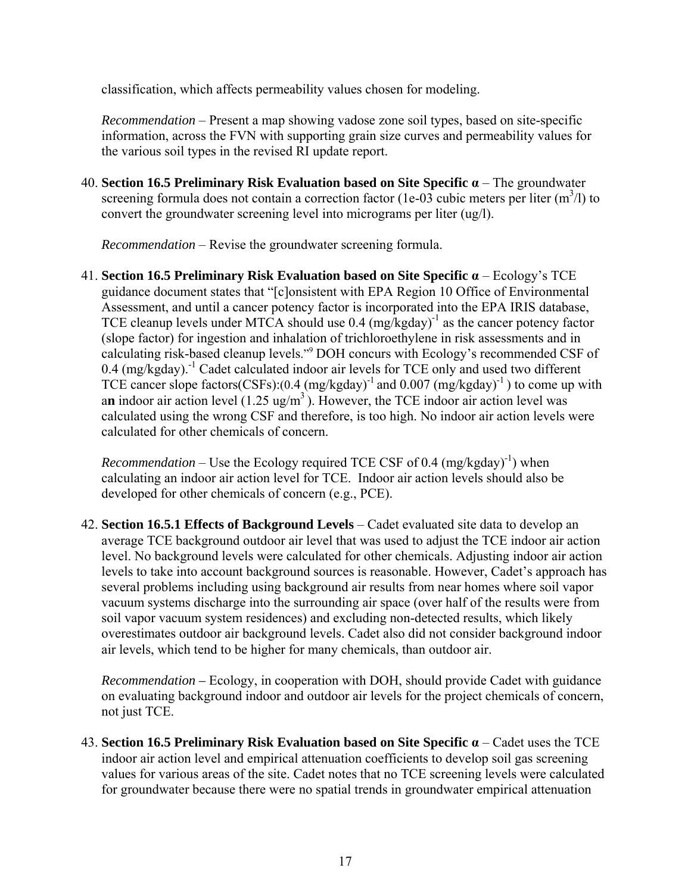classification, which affects permeability values chosen for modeling.

*Recommendation* – Present a map showing vadose zone soil types, based on site-specific information, across the FVN with supporting grain size curves and permeability values for the various soil types in the revised RI update report.

40. **Section 16.5 Preliminary Risk Evaluation based on Site Specific α** – The groundwater screening formula does not contain a correction factor (1e-03 cubic meters per liter ($m^3$/l) to convert the groundwater screening level into micrograms per liter (ug/l).

    *Recommendation* – Revise the groundwater screening formula.

41. **Section 16.5 Preliminary Risk Evaluation based on Site Specific α** – Ecology's TCE guidance document states that "[c]onsistent with EPA Region 10 Office of Environmental Assessment, and until a cancer potency factor is incorporated into the EPA IRIS database, TCE cleanup levels under MTCA should use 0.4 $(mg/kgday)^{-1}$ as the cancer potency factor (slope factor) for ingestion and inhalation of trichloroethylene in risk assessments and in calculating risk-based cleanup levels."[9] DOH concurs with Ecology's recommended CSF of 0.4 (mg/kgday).$^{-1}$ Cadet calculated indoor air levels for TCE only and used two different TCE cancer slope factors(CSFs):(0.4 $(mg/kgday)^{-1}$ and 0.007 $(mg/kgday)^{-1}$ ) to come up with a**n** indoor air action level (1.25 ug/$m^3$ ). However, the TCE indoor air action level was calculated using the wrong CSF and therefore, is too high. No indoor air action levels were calculated for other chemicals of concern.

    *Recommendation* – Use the Ecology required TCE CSF of 0.4 $(mg/kgday)^{-1}$) when calculating an indoor air action level for TCE. Indoor air action levels should also be developed for other chemicals of concern (e.g., PCE).

42. **Section 16.5.1 Effects of Background Levels** – Cadet evaluated site data to develop an average TCE background outdoor air level that was used to adjust the TCE indoor air action level. No background levels were calculated for other chemicals. Adjusting indoor air action levels to take into account background sources is reasonable. However, Cadet's approach has several problems including using background air results from near homes where soil vapor vacuum systems discharge into the surrounding air space (over half of the results were from soil vapor vacuum system residences) and excluding non-detected results, which likely overestimates outdoor air background levels. Cadet also did not consider background indoor air levels, which tend to be higher for many chemicals, than outdoor air.

    *Recommendation* **–** Ecology, in cooperation with DOH, should provide Cadet with guidance on evaluating background indoor and outdoor air levels for the project chemicals of concern, not just TCE.

43. **Section 16.5 Preliminary Risk Evaluation based on Site Specific α** – Cadet uses the TCE indoor air action level and empirical attenuation coefficients to develop soil gas screening values for various areas of the site. Cadet notes that no TCE screening levels were calculated for groundwater because there were no spatial trends in groundwater empirical attenuation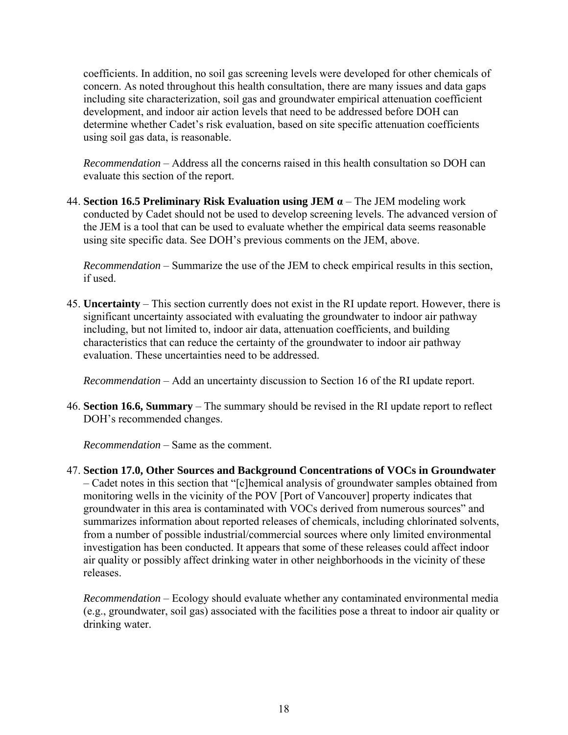coefficients. In addition, no soil gas screening levels were developed for other chemicals of concern. As noted throughout this health consultation, there are many issues and data gaps including site characterization, soil gas and groundwater empirical attenuation coefficient development, and indoor air action levels that need to be addressed before DOH can determine whether Cadet's risk evaluation, based on site specific attenuation coefficients using soil gas data, is reasonable.

*Recommendation* – Address all the concerns raised in this health consultation so DOH can evaluate this section of the report.

44. **Section 16.5 Preliminary Risk Evaluation using JEM α** – The JEM modeling work conducted by Cadet should not be used to develop screening levels. The advanced version of the JEM is a tool that can be used to evaluate whether the empirical data seems reasonable using site specific data. See DOH's previous comments on the JEM, above.

    *Recommendation* – Summarize the use of the JEM to check empirical results in this section, if used.

45. **Uncertainty** – This section currently does not exist in the RI update report. However, there is significant uncertainty associated with evaluating the groundwater to indoor air pathway including, but not limited to, indoor air data, attenuation coefficients, and building characteristics that can reduce the certainty of the groundwater to indoor air pathway evaluation. These uncertainties need to be addressed.

    *Recommendation* – Add an uncertainty discussion to Section 16 of the RI update report.

46. **Section 16.6, Summary** – The summary should be revised in the RI update report to reflect DOH's recommended changes.

    *Recommendation* – Same as the comment.

47. **Section 17.0, Other Sources and Background Concentrations of VOCs in Groundwater** – Cadet notes in this section that "[c]hemical analysis of groundwater samples obtained from monitoring wells in the vicinity of the POV [Port of Vancouver] property indicates that groundwater in this area is contaminated with VOCs derived from numerous sources" and summarizes information about reported releases of chemicals, including chlorinated solvents, from a number of possible industrial/commercial sources where only limited environmental investigation has been conducted. It appears that some of these releases could affect indoor air quality or possibly affect drinking water in other neighborhoods in the vicinity of these releases.

    *Recommendation* – Ecology should evaluate whether any contaminated environmental media (e.g., groundwater, soil gas) associated with the facilities pose a threat to indoor air quality or drinking water.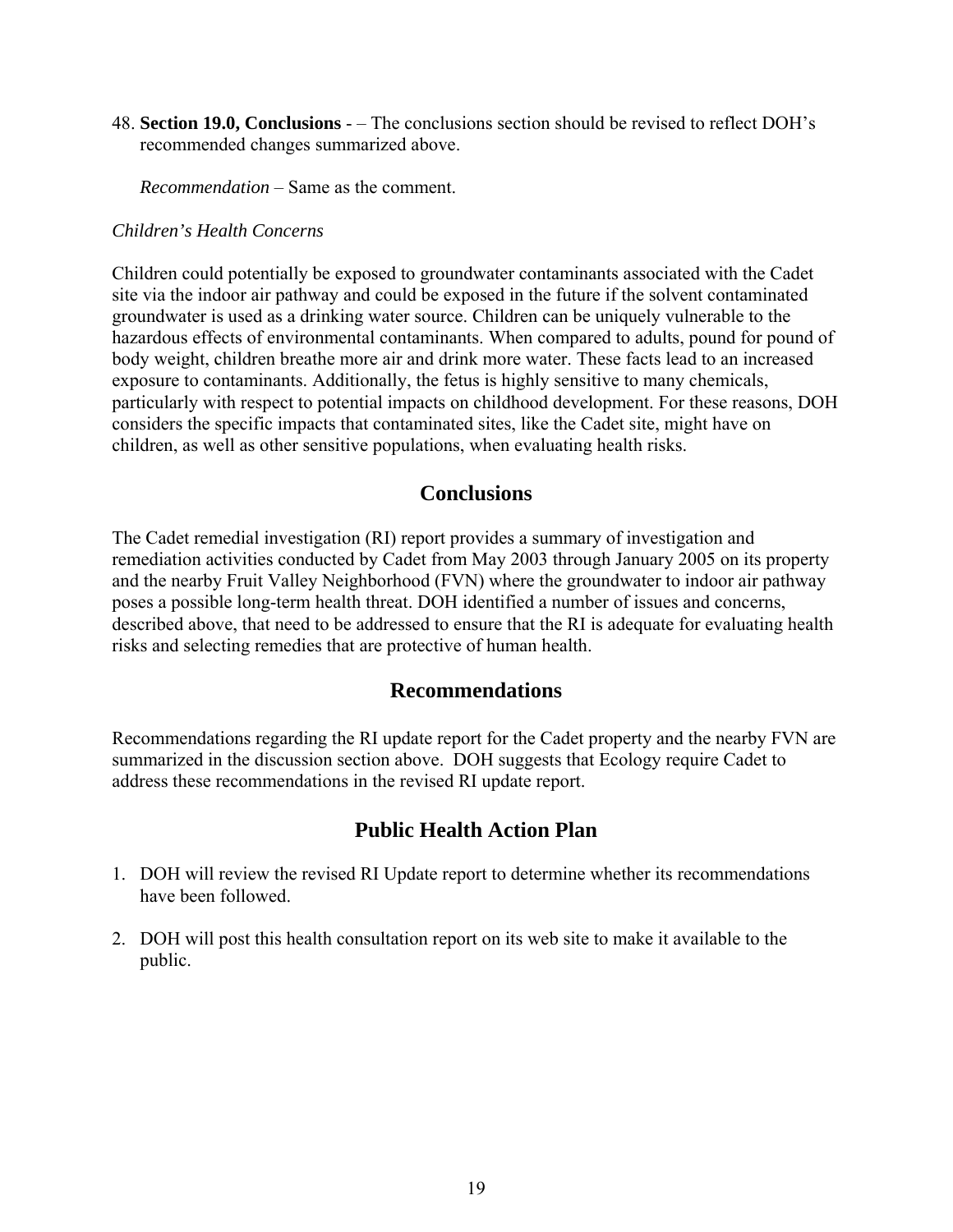48. **Section 19.0, Conclusions** - – The conclusions section should be revised to reflect DOH's recommended changes summarized above.

    *Recommendation* – Same as the comment.

*Children's Health Concerns*

Children could potentially be exposed to groundwater contaminants associated with the Cadet site via the indoor air pathway and could be exposed in the future if the solvent contaminated groundwater is used as a drinking water source. Children can be uniquely vulnerable to the hazardous effects of environmental contaminants. When compared to adults, pound for pound of body weight, children breathe more air and drink more water. These facts lead to an increased exposure to contaminants. Additionally, the fetus is highly sensitive to many chemicals, particularly with respect to potential impacts on childhood development. For these reasons, DOH considers the specific impacts that contaminated sites, like the Cadet site, might have on children, as well as other sensitive populations, when evaluating health risks.

## Conclusions

The Cadet remedial investigation (RI) report provides a summary of investigation and remediation activities conducted by Cadet from May 2003 through January 2005 on its property and the nearby Fruit Valley Neighborhood (FVN) where the groundwater to indoor air pathway poses a possible long-term health threat. DOH identified a number of issues and concerns, described above, that need to be addressed to ensure that the RI is adequate for evaluating health risks and selecting remedies that are protective of human health.

## Recommendations

Recommendations regarding the RI update report for the Cadet property and the nearby FVN are summarized in the discussion section above. DOH suggests that Ecology require Cadet to address these recommendations in the revised RI update report.

## Public Health Action Plan

1. DOH will review the revised RI Update report to determine whether its recommendations have been followed.

2. DOH will post this health consultation report on its web site to make it available to the public.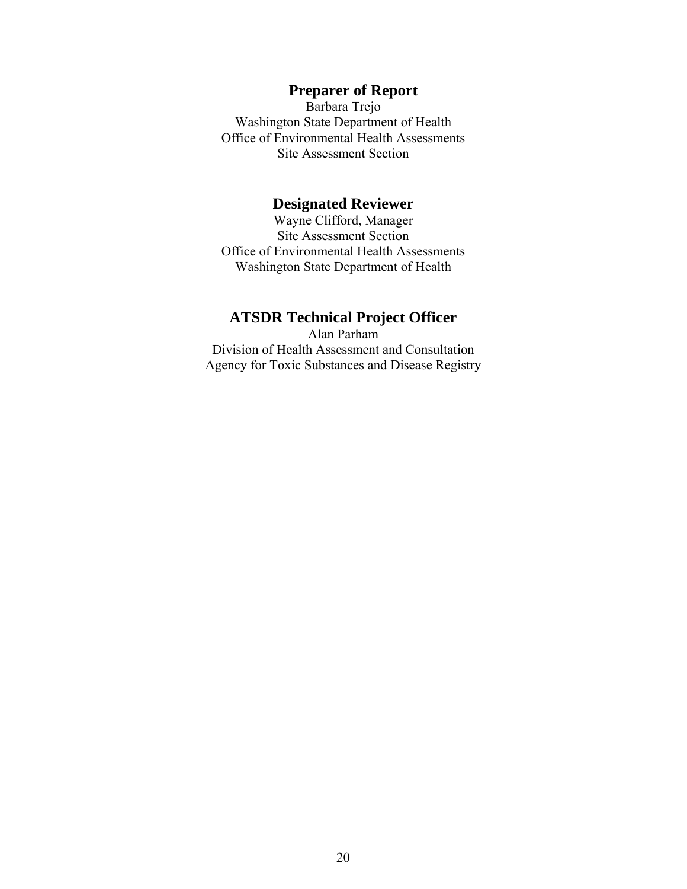## Preparer of Report

Barbara Trejo
Washington State Department of Health
Office of Environmental Health Assessments
Site Assessment Section

## Designated Reviewer

Wayne Clifford, Manager
Site Assessment Section
Office of Environmental Health Assessments
Washington State Department of Health

## ATSDR Technical Project Officer

Alan Parham
Division of Health Assessment and Consultation
Agency for Toxic Substances and Disease Registry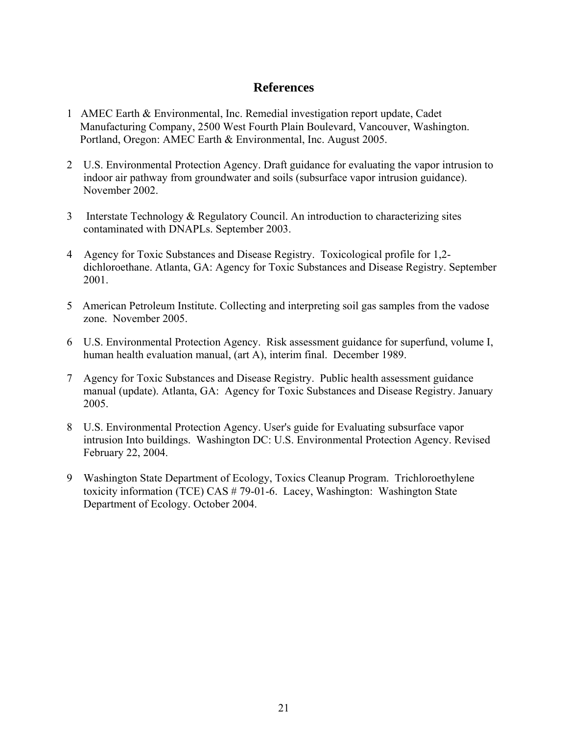# References

1. AMEC Earth & Environmental, Inc. Remedial investigation report update, Cadet Manufacturing Company, 2500 West Fourth Plain Boulevard, Vancouver, Washington. Portland, Oregon: AMEC Earth & Environmental, Inc. August 2005.

2. U.S. Environmental Protection Agency. Draft guidance for evaluating the vapor intrusion to indoor air pathway from groundwater and soils (subsurface vapor intrusion guidance). November 2002.

3. Interstate Technology & Regulatory Council. An introduction to characterizing sites contaminated with DNAPLs. September 2003.

4. Agency for Toxic Substances and Disease Registry. Toxicological profile for 1,2-dichloroethane. Atlanta, GA: Agency for Toxic Substances and Disease Registry. September 2001.

5. American Petroleum Institute. Collecting and interpreting soil gas samples from the vadose zone. November 2005.

6. U.S. Environmental Protection Agency. Risk assessment guidance for superfund, volume I, human health evaluation manual, (art A), interim final. December 1989.

7. Agency for Toxic Substances and Disease Registry. Public health assessment guidance manual (update). Atlanta, GA: Agency for Toxic Substances and Disease Registry. January 2005.

8. U.S. Environmental Protection Agency. User's guide for Evaluating subsurface vapor intrusion Into buildings. Washington DC: U.S. Environmental Protection Agency. Revised February 22, 2004.

9. Washington State Department of Ecology, Toxics Cleanup Program. Trichloroethylene toxicity information (TCE) CAS # 79-01-6. Lacey, Washington: Washington State Department of Ecology. October 2004.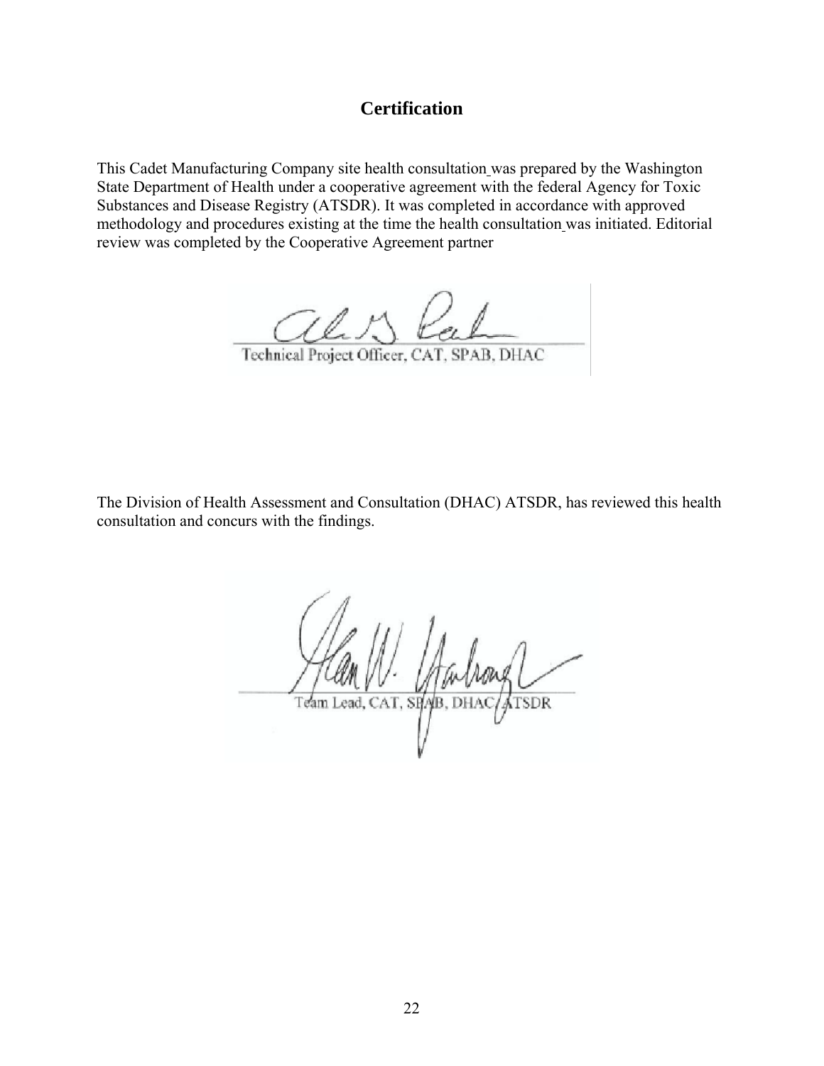## Certification

This Cadet Manufacturing Company site health consultation was prepared by the Washington State Department of Health under a cooperative agreement with the federal Agency for Toxic Substances and Disease Registry (ATSDR). It was completed in accordance with approved methodology and procedures existing at the time the health consultation was initiated. Editorial review was completed by the Cooperative Agreement partner

Technical Project Officer, CAT, SPAB, DHAC

The Division of Health Assessment and Consultation (DHAC) ATSDR, has reviewed this health consultation and concurs with the findings.

Team Lead, CAT, SPAB, DHAC, ATSDR